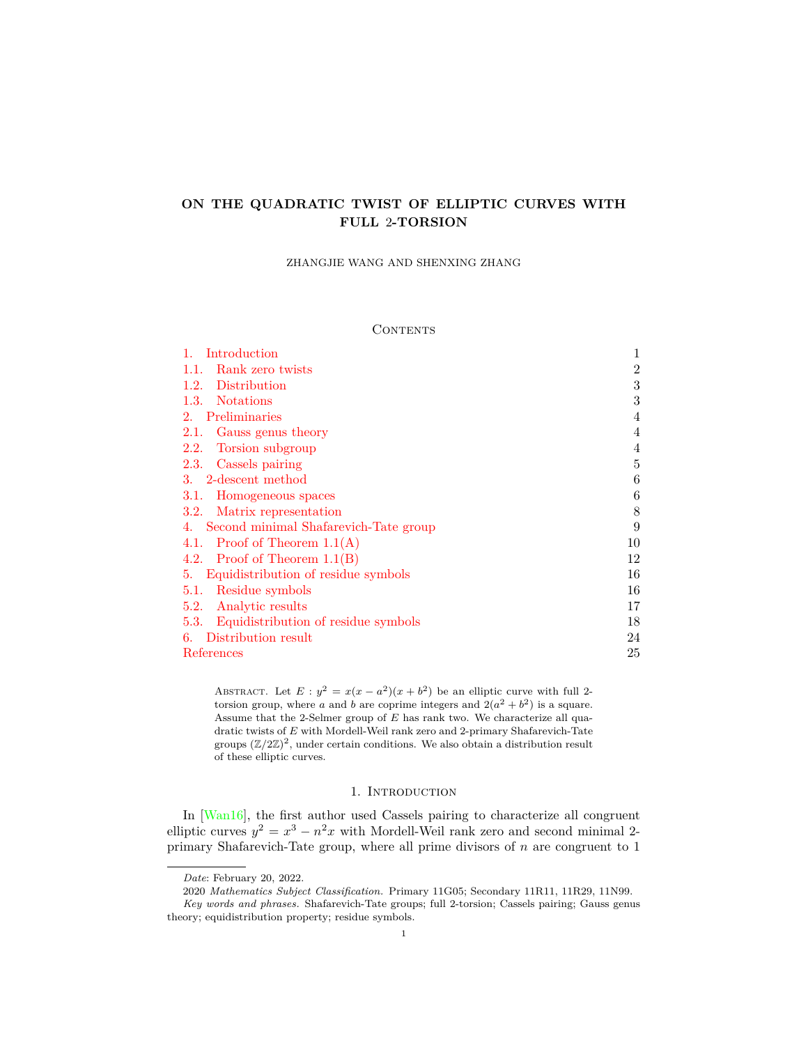# ON THE QUADRATIC TWIST OF ELLIPTIC CURVES WITH FULL 2-TORSION

ZHANGJIE WANG AND SHENXING ZHANG

## Contents

1. Introduction — 1
   - 1.1. Rank zero twists — 2
   - 1.2. Distribution — 3
   - 1.3. Notations — 3
2. Preliminaries — 4
   - 2.1. Gauss genus theory — 4
   - 2.2. Torsion subgroup — 4
   - 2.3. Cassels pairing — 5
3. 2-descent method — 6
   - 3.1. Homogeneous spaces — 6
   - 3.2. Matrix representation — 8
4. Second minimal Shafarevich-Tate group — 9
   - 4.1. Proof of Theorem 1.1(A) — 10
   - 4.2. Proof of Theorem 1.1(B) — 12
5. Equidistribution of residue symbols — 16
   - 5.1. Residue symbols — 16
   - 5.2. Analytic results — 17
   - 5.3. Equidistribution of residue symbols — 18
6. Distribution result — 24

References — 25

Abstract. Let $E: y^2 = x(x-a^2)(x+b^2)$ be an elliptic curve with full 2-torsion group, where $a$ and $b$ are coprime integers and $2(a^2+b^2)$ is a square. Assume that the 2-Selmer group of $E$ has rank two. We characterize all quadratic twists of $E$ with Mordell-Weil rank zero and 2-primary Shafarevich-Tate groups $(\mathbb{Z}/2\mathbb{Z})^2$, under certain conditions. We also obtain a distribution result of these elliptic curves.

## 1. Introduction

In [Wan16], the first author used Cassels pairing to characterize all congruent elliptic curves $y^2 = x^3 - n^2x$ with Mordell-Weil rank zero and second minimal 2-primary Shafarevich-Tate group, where all prime divisors of $n$ are congruent to 1

*Date*: February 20, 2022.

2020 *Mathematics Subject Classification.* Primary 11G05; Secondary 11R11, 11R29, 11N99.

*Key words and phrases.* Shafarevich-Tate groups; full 2-torsion; Cassels pairing; Gauss genus theory; equidistribution property; residue symbols.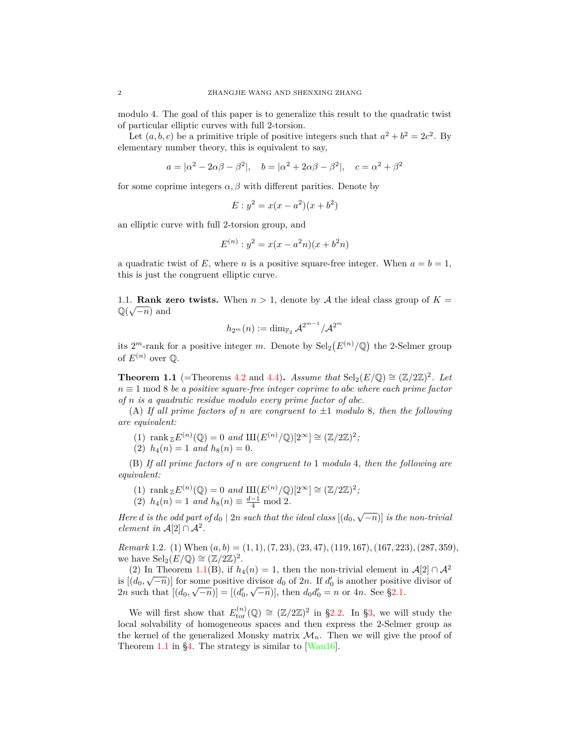modulo 4. The goal of this paper is to generalize this result to the quadratic twist of particular elliptic curves with full 2-torsion.

Let $(a, b, c)$ be a primitive triple of positive integers such that $a^2 + b^2 = 2c^2$. By elementary number theory, this is equivalent to say,

$$a = |\alpha^2 - 2\alpha\beta - \beta^2|, \quad b = |\alpha^2 + 2\alpha\beta - \beta^2|, \quad c = \alpha^2 + \beta^2$$

for some coprime integers $\alpha, \beta$ with different parities. Denote by

$$E : y^2 = x(x - a^2)(x + b^2)$$

an elliptic curve with full 2-torsion group, and

$$E^{(n)} : y^2 = x(x - a^2 n)(x + b^2 n)$$

a quadratic twist of $E$, where $n$ is a positive square-free integer. When $a = b = 1$, this is just the congruent elliptic curve.

1.1. **Rank zero twists.** When $n > 1$, denote by $\mathcal{A}$ the ideal class group of $K = \mathbb{Q}(\sqrt{-n})$ and

$$h_{2^m}(n) := \dim_{\mathbb{F}_2} \mathcal{A}^{2^{m-1}}/\mathcal{A}^{2^m}$$

its $2^m$-rank for a positive integer $m$. Denote by $\mathrm{Sel}_2\big(E^{(n)}/\mathbb{Q}\big)$ the 2-Selmer group of $E^{(n)}$ over $\mathbb{Q}$.

**Theorem 1.1** (=Theorems 4.2 and 4.4)**.** *Assume that $\mathrm{Sel}_2(E/\mathbb{Q}) \cong (\mathbb{Z}/2\mathbb{Z})^2$. Let $n \equiv 1 \bmod 8$ be a positive square-free integer coprime to $abc$ where each prime factor of $n$ is a quadratic residue modulo every prime factor of $abc$.*

(A) *If all prime factors of $n$ are congruent to $\pm 1$ modulo 8, then the following are equivalent:*

(1) $\mathrm{rank}_{\mathbb{Z}} E^{(n)}(\mathbb{Q}) = 0$ *and* $Ш(E^{(n)}/\mathbb{Q})[2^\infty] \cong (\mathbb{Z}/2\mathbb{Z})^2$*;*
(2) $h_4(n) = 1$ *and* $h_8(n) = 0$.

(B) *If all prime factors of $n$ are congruent to 1 modulo 4, then the following are equivalent:*

(1) $\mathrm{rank}_{\mathbb{Z}} E^{(n)}(\mathbb{Q}) = 0$ *and* $Ш(E^{(n)}/\mathbb{Q})[2^\infty] \cong (\mathbb{Z}/2\mathbb{Z})^2$*;*
(2) $h_4(n) = 1$ *and* $h_8(n) \equiv \frac{d-1}{4} \bmod 2$.

*Here $d$ is the odd part of $d_0 \mid 2n$ such that the ideal class $[(d_0, \sqrt{-n})]$ is the non-trivial element in $\mathcal{A}[2] \cap \mathcal{A}^2$.*

*Remark* 1.2. (1) When $(a, b) = (1, 1), (7, 23), (23, 47), (119, 167), (167, 223), (287, 359)$, we have $\mathrm{Sel}_2(E/\mathbb{Q}) \cong (\mathbb{Z}/2\mathbb{Z})^2$.

(2) In Theorem 1.1(B), if $h_4(n) = 1$, then the non-trivial element in $\mathcal{A}[2] \cap \mathcal{A}^2$ is $[(d_0, \sqrt{-n})]$ for some positive divisor $d_0$ of $2n$. If $d_0'$ is another positive divisor of $2n$ such that $[(d_0, \sqrt{-n})] = [(d_0', \sqrt{-n})]$, then $d_0 d_0' = n$ or $4n$. See §2.1.

We will first show that $E^{(n)}_{\mathrm{tor}}(\mathbb{Q}) \cong (\mathbb{Z}/2\mathbb{Z})^2$ in §2.2. In §3, we will study the local solvability of homogeneous spaces and then express the 2-Selmer group as the kernel of the generalized Monsky matrix $\mathcal{M}_n$. Then we will give the proof of Theorem 1.1 in §4. The strategy is similar to [Wan16].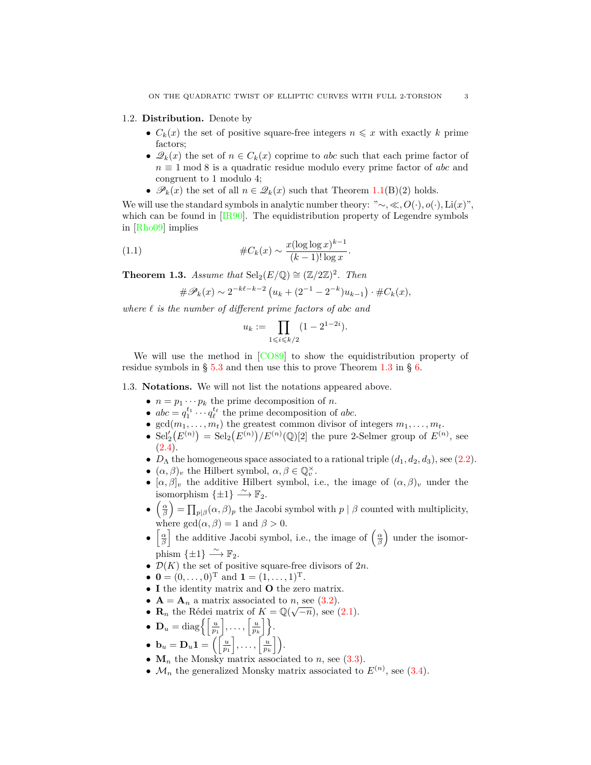### 1.2. Distribution.

Denote by

- $C_k(x)$ the set of positive square-free integers $n \leqslant x$ with exactly $k$ prime factors;
- $\mathscr{Q}_k(x)$ the set of $n \in C_k(x)$ coprime to $abc$ such that each prime factor of $n \equiv 1 \bmod 8$ is a quadratic residue modulo every prime factor of $abc$ and congruent to 1 modulo 4;
- $\mathscr{P}_k(x)$ the set of all $n \in \mathscr{Q}_k(x)$ such that Theorem 1.1(B)(2) holds.

We will use the standard symbols in analytic number theory: "$\sim, \ll, O(\cdot), o(\cdot), \mathrm{Li}(x)$", which can be found in [IR90]. The equidistribution property of Legendre symbols in [Rho09] implies

$$\#C_k(x) \sim \frac{x(\log\log x)^{k-1}}{(k-1)!\log x}. \tag{1.1}$$

**Theorem 1.3.** *Assume that* $\mathrm{Sel}_2(E/\mathbb{Q}) \cong (\mathbb{Z}/2\mathbb{Z})^2$. *Then*

$$\#\mathscr{P}_k(x) \sim 2^{-k\ell-k-2}\left(u_k + (2^{-1} - 2^{-k})u_{k-1}\right) \cdot \#C_k(x),$$

*where $\ell$ is the number of different prime factors of $abc$ and*

$$u_k := \prod_{1 \leqslant i \leqslant k/2} (1 - 2^{1-2i}).$$

We will use the method in [CO89] to show the equidistribution property of residue symbols in § 5.3 and then use this to prove Theorem 1.3 in § 6.

### 1.3. Notations.

We will not list the notations appeared above.

- $n = p_1 \cdots p_k$ the prime decomposition of $n$.
- $abc = q_1^{t_1} \cdots q_\ell^{t_\ell}$ the prime decomposition of $abc$.
- $\gcd(m_1, \ldots, m_t)$ the greatest common divisor of integers $m_1, \ldots, m_t$.
- $\mathrm{Sel}_2'(E^{(n)}) = \mathrm{Sel}_2(E^{(n)})/E^{(n)}(\mathbb{Q})[2]$ the pure 2-Selmer group of $E^{(n)}$, see (2.4).
- $D_\Lambda$ the homogeneous space associated to a rational triple $(d_1, d_2, d_3)$, see (2.2).
- $(\alpha, \beta)_v$ the Hilbert symbol, $\alpha, \beta \in \mathbb{Q}_v^\times$.
- $[\alpha, \beta]_v$ the additive Hilbert symbol, i.e., the image of $(\alpha, \beta)_v$ under the isomorphism $\{\pm 1\} \xrightarrow{\sim} \mathbb{F}_2$.
- $\left(\frac{\alpha}{\beta}\right) = \prod_{p \mid \beta} (\alpha, \beta)_p$ the Jacobi symbol with $p \mid \beta$ counted with multiplicity, where $\gcd(\alpha, \beta) = 1$ and $\beta > 0$.
- $\left[\frac{\alpha}{\beta}\right]$ the additive Jacobi symbol, i.e., the image of $\left(\frac{\alpha}{\beta}\right)$ under the isomorphism $\{\pm 1\} \xrightarrow{\sim} \mathbb{F}_2$.
- $\mathcal{D}(K)$ the set of positive square-free divisors of $2n$.
- $\mathbf{0} = (0, \ldots, 0)^{\mathrm{T}}$ and $\mathbf{1} = (1, \ldots, 1)^{\mathrm{T}}$.
- $\mathbf{I}$ the identity matrix and $\mathbf{O}$ the zero matrix.
- $\mathbf{A} = \mathbf{A}_n$ a matrix associated to $n$, see (3.2).
- $\mathbf{R}_n$ the Rédei matrix of $K = \mathbb{Q}(\sqrt{-n})$, see (2.1).
- $\mathbf{D}_u = \mathrm{diag}\left\{\left[\frac{u}{p_1}\right], \ldots, \left[\frac{u}{p_k}\right]\right\}$.
- $\mathbf{b}_u = \mathbf{D}_u \mathbf{1} = \left(\left[\frac{u}{p_1}\right], \ldots, \left[\frac{u}{p_k}\right]\right)$.
- $\mathbf{M}_n$ the Monsky matrix associated to $n$, see (3.3).
- $\mathcal{M}_n$ the generalized Monsky matrix associated to $E^{(n)}$, see (3.4).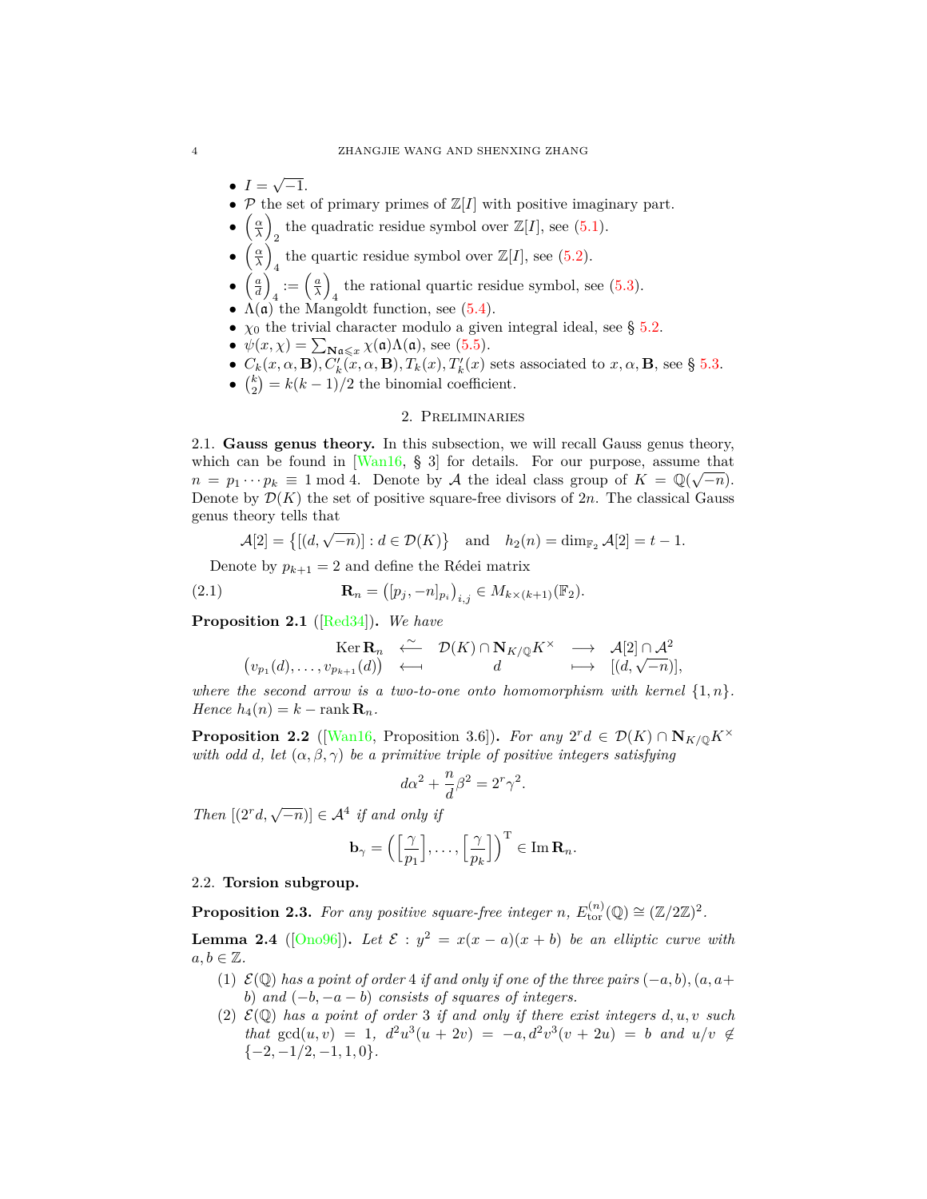- $I = \sqrt{-1}$.
- $\mathcal{P}$ the set of primary primes of $\mathbb{Z}[I]$ with positive imaginary part.
- $\left(\frac{\alpha}{\lambda}\right)_2$ the quadratic residue symbol over $\mathbb{Z}[I]$, see (5.1).
- $\left(\frac{\alpha}{\lambda}\right)_4$ the quartic residue symbol over $\mathbb{Z}[I]$, see (5.2).
- $\left(\frac{a}{d}\right)_4 := \left(\frac{a}{\lambda}\right)_4$ the rational quartic residue symbol, see (5.3).
- $\Lambda(\mathfrak{a})$ the Mangoldt function, see (5.4).
- $\chi_0$ the trivial character modulo a given integral ideal, see § 5.2.
- $\psi(x,\chi) = \sum_{\mathbf{N}\mathfrak{a}\leqslant x} \chi(\mathfrak{a})\Lambda(\mathfrak{a})$, see (5.5).
- $C_k(x,\alpha,\mathbf{B}), C_k'(x,\alpha,\mathbf{B}), T_k(x), T_k'(x)$ sets associated to $x,\alpha,\mathbf{B}$, see § 5.3.
- $\binom{k}{2} = k(k-1)/2$ the binomial coefficient.

## 2. Preliminaries

**2.1. Gauss genus theory.** In this subsection, we will recall Gauss genus theory, which can be found in [Wan16, § 3] for details. For our purpose, assume that $n = p_1 \cdots p_k \equiv 1 \bmod 4$. Denote by $\mathcal{A}$ the ideal class group of $K = \mathbb{Q}(\sqrt{-n})$. Denote by $\mathcal{D}(K)$ the set of positive square-free divisors of $2n$. The classical Gauss genus theory tells that

$$\mathcal{A}[2] = \left\{[(d,\sqrt{-n})] : d \in \mathcal{D}(K)\right\} \quad \text{and} \quad h_2(n) = \dim_{\mathbb{F}_2} \mathcal{A}[2] = t-1.$$

Denote by $p_{k+1} = 2$ and define the Rédei matrix

$$\mathbf{R}_n = \left([p_j, -n]_{p_i}\right)_{i,j} \in M_{k\times(k+1)}(\mathbb{F}_2). \tag{2.1}$$

**Proposition 2.1** ([Red34])**.** *We have*

$$\begin{array}{ccccc} \operatorname{Ker}\mathbf{R}_n & \overset{\sim}{\longleftarrow} & \mathcal{D}(K)\cap \mathbf{N}_{K/\mathbb{Q}}K^\times & \longrightarrow & \mathcal{A}[2]\cap\mathcal{A}^2 \\ \left(v_{p_1}(d),\ldots,v_{p_{k+1}}(d)\right) & \longleftarrow & d & \longmapsto & [(d,\sqrt{-n})], \end{array}$$

*where the second arrow is a two-to-one onto homomorphism with kernel $\{1,n\}$. Hence $h_4(n) = k - \operatorname{rank}\mathbf{R}_n$.*

**Proposition 2.2** ([Wan16, Proposition 3.6])**.** *For any $2^r d \in \mathcal{D}(K)\cap \mathbf{N}_{K/\mathbb{Q}}K^\times$ with odd $d$, let $(\alpha,\beta,\gamma)$ be a primitive triple of positive integers satisfying*

$$d\alpha^2 + \frac{n}{d}\beta^2 = 2^r\gamma^2.$$

*Then $[(2^r d,\sqrt{-n})] \in \mathcal{A}^4$ if and only if*

$$\mathbf{b}_\gamma = \left(\left[\frac{\gamma}{p_1}\right],\ldots,\left[\frac{\gamma}{p_k}\right]\right)^{\mathrm{T}} \in \operatorname{Im}\mathbf{R}_n.$$

**2.2. Torsion subgroup.**

**Proposition 2.3.** *For any positive square-free integer $n$, $E^{(n)}_{\mathrm{tor}}(\mathbb{Q}) \cong (\mathbb{Z}/2\mathbb{Z})^2$.*

**Lemma 2.4** ([Ono96])**.** *Let $\mathcal{E} : y^2 = x(x-a)(x+b)$ be an elliptic curve with $a,b\in\mathbb{Z}$.*

1. *$\mathcal{E}(\mathbb{Q})$ has a point of order $4$ if and only if one of the three pairs $(-a,b)$, $(a,a+b)$ and $(-b,-a-b)$ consists of squares of integers.*
2. *$\mathcal{E}(\mathbb{Q})$ has a point of order $3$ if and only if there exist integers $d,u,v$ such that $\gcd(u,v)=1$, $d^2u^3(u+2v) = -a$, $d^2v^3(v+2u) = b$ and $u/v \notin \{-2,-1/2,-1,1,0\}$.*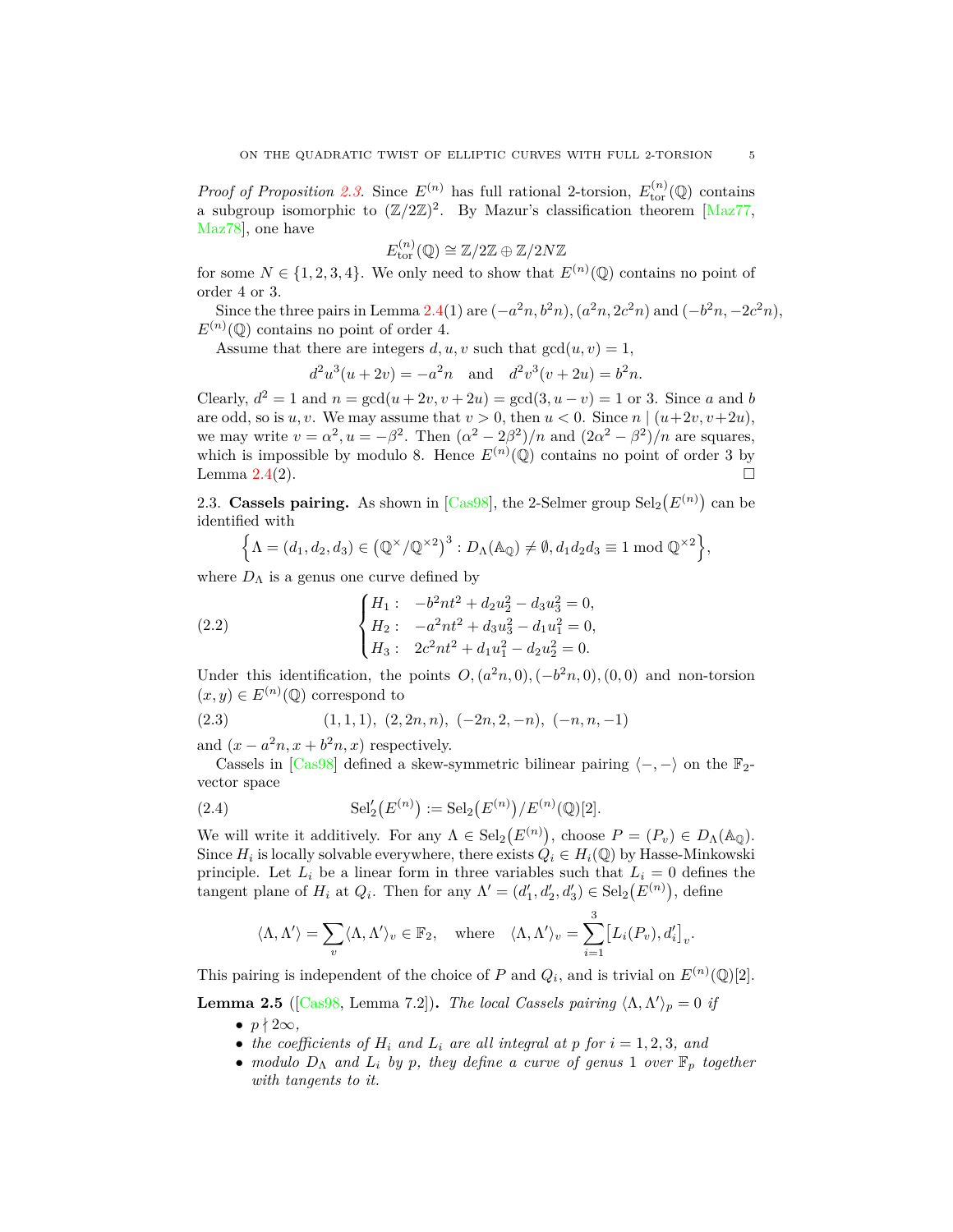*Proof of Proposition 2.3.* Since $E^{(n)}$ has full rational 2-torsion, $E^{(n)}_{\rm tor}(\mathbb{Q})$ contains a subgroup isomorphic to $(\mathbb{Z}/2\mathbb{Z})^2$. By Mazur's classification theorem [Maz77, Maz78], one have

$$E^{(n)}_{\rm tor}(\mathbb{Q}) \cong \mathbb{Z}/2\mathbb{Z} \oplus \mathbb{Z}/2N\mathbb{Z}$$

for some $N \in \{1, 2, 3, 4\}$. We only need to show that $E^{(n)}(\mathbb{Q})$ contains no point of order 4 or 3.

Since the three pairs in Lemma 2.4(1) are $(-a^2n, b^2n), (a^2n, 2c^2n)$ and $(-b^2n, -2c^2n)$, $E^{(n)}(\mathbb{Q})$ contains no point of order 4.

Assume that there are integers $d, u, v$ such that $\gcd(u, v) = 1$,

$$d^2u^3(u + 2v) = -a^2n \quad \text{and} \quad d^2v^3(v + 2u) = b^2n.$$

Clearly, $d^2 = 1$ and $n = \gcd(u + 2v, v + 2u) = \gcd(3, u - v) = 1$ or 3. Since $a$ and $b$ are odd, so is $u, v$. We may assume that $v > 0$, then $u < 0$. Since $n \mid (u+2v, v+2u)$, we may write $v = \alpha^2, u = -\beta^2$. Then $(\alpha^2 - 2\beta^2)/n$ and $(2\alpha^2 - \beta^2)/n$ are squares, which is impossible by modulo 8. Hence $E^{(n)}(\mathbb{Q})$ contains no point of order 3 by Lemma 2.4(2). $\square$

2.3. **Cassels pairing.** As shown in [Cas98], the 2-Selmer group $\mathrm{Sel}_2\big(E^{(n)}\big)$ can be identified with

$$\Big\{\Lambda = (d_1, d_2, d_3) \in \big(\mathbb{Q}^\times/\mathbb{Q}^{\times 2}\big)^3 : D_\Lambda(\mathbb{A}_\mathbb{Q}) \neq \emptyset, d_1d_2d_3 \equiv 1 \bmod \mathbb{Q}^{\times 2}\Big\},$$

where $D_\Lambda$ is a genus one curve defined by

$$\begin{cases} H_1: & -b^2nt^2 + d_2u_2^2 - d_3u_3^2 = 0, \\ H_2: & -a^2nt^2 + d_3u_3^2 - d_1u_1^2 = 0, \\ H_3: & 2c^2nt^2 + d_1u_1^2 - d_2u_2^2 = 0. \end{cases} \tag{2.2}$$

Under this identification, the points $O, (a^2n, 0), (-b^2n, 0), (0, 0)$ and non-torsion $(x, y) \in E^{(n)}(\mathbb{Q})$ correspond to

$$(1, 1, 1),\ (2, 2n, n),\ (-2n, 2, -n),\ (-n, n, -1) \tag{2.3}$$

and $(x - a^2n, x + b^2n, x)$ respectively.

Cassels in [Cas98] defined a skew-symmetric bilinear pairing $\langle -, - \rangle$ on the $\mathbb{F}_2$-vector space

$$\mathrm{Sel}_2'\big(E^{(n)}\big) := \mathrm{Sel}_2\big(E^{(n)}\big)/E^{(n)}(\mathbb{Q})[2]. \tag{2.4}$$

We will write it additively. For any $\Lambda \in \mathrm{Sel}_2\big(E^{(n)}\big)$, choose $P = (P_v) \in D_\Lambda(\mathbb{A}_\mathbb{Q})$. Since $H_i$ is locally solvable everywhere, there exists $Q_i \in H_i(\mathbb{Q})$ by Hasse-Minkowski principle. Let $L_i$ be a linear form in three variables such that $L_i = 0$ defines the tangent plane of $H_i$ at $Q_i$. Then for any $\Lambda' = (d_1', d_2', d_3') \in \mathrm{Sel}_2\big(E^{(n)}\big)$, define

$$\langle \Lambda, \Lambda' \rangle = \sum_v \langle \Lambda, \Lambda' \rangle_v \in \mathbb{F}_2, \quad \text{where} \quad \langle \Lambda, \Lambda' \rangle_v = \sum_{i=1}^{3} \big[L_i(P_v), d_i'\big]_v.$$

This pairing is independent of the choice of $P$ and $Q_i$, and is trivial on $E^{(n)}(\mathbb{Q})[2]$.

**Lemma 2.5** ([Cas98, Lemma 7.2])**.** *The local Cassels pairing $\langle \Lambda, \Lambda' \rangle_p = 0$ if*

- $p \nmid 2\infty$,
- *the coefficients of $H_i$ and $L_i$ are all integral at $p$ for $i = 1, 2, 3$, and*
- *modulo $D_\Lambda$ and $L_i$ by $p$, they define a curve of genus 1 over $\mathbb{F}_p$ together with tangents to it.*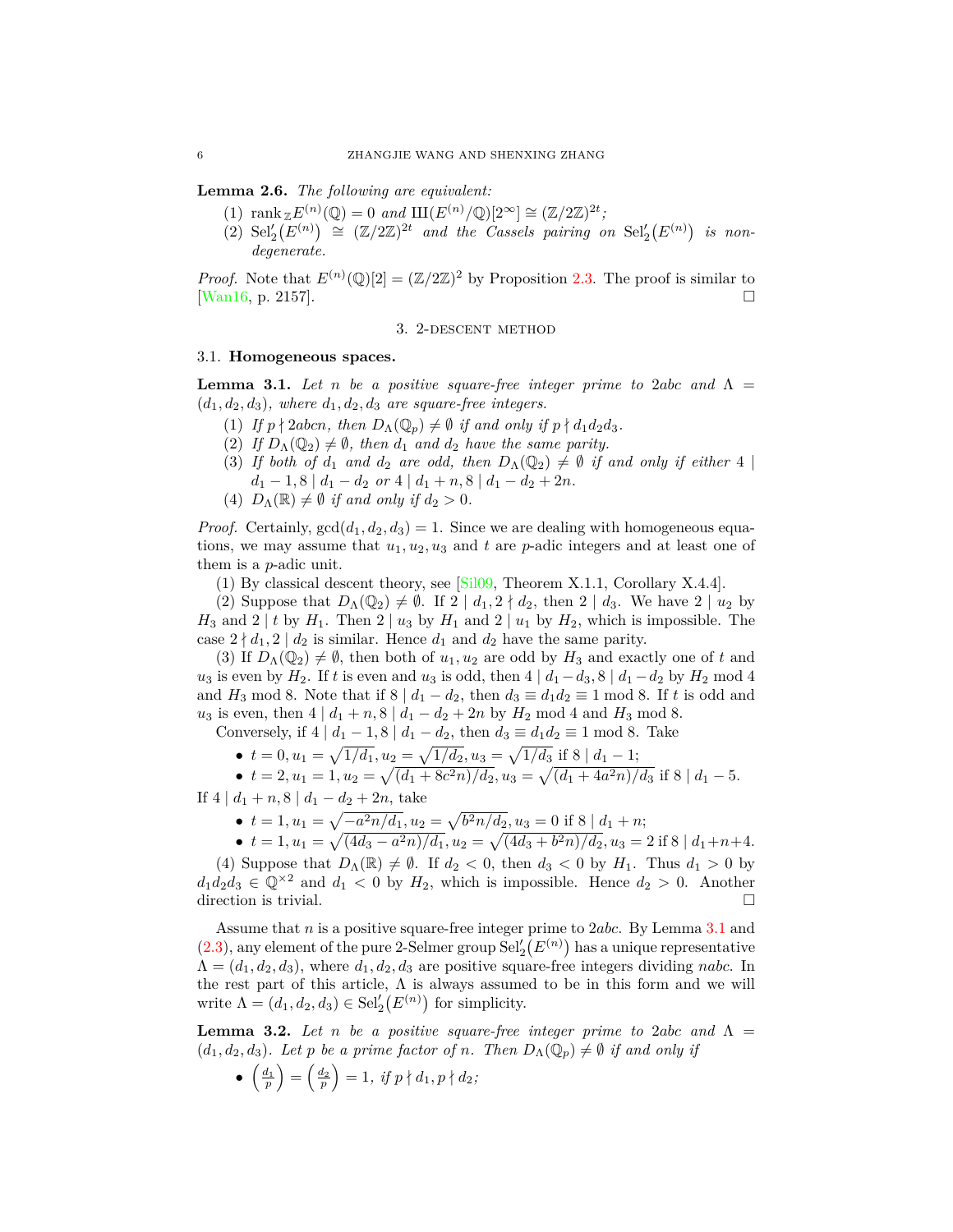**Lemma 2.6.** *The following are equivalent:*

1. $\operatorname{rank}_{\mathbb{Z}} E^{(n)}(\mathbb{Q}) = 0$ *and* $\text{Ш}(E^{(n)}/\mathbb{Q})[2^\infty] \cong (\mathbb{Z}/2\mathbb{Z})^{2t}$*;*
2. $\operatorname{Sel}_2'\big(E^{(n)}\big) \cong (\mathbb{Z}/2\mathbb{Z})^{2t}$ *and the Cassels pairing on* $\operatorname{Sel}_2'\big(E^{(n)}\big)$ *is non-degenerate.*

*Proof.* Note that $E^{(n)}(\mathbb{Q})[2] = (\mathbb{Z}/2\mathbb{Z})^2$ by Proposition 2.3. The proof is similar to [Wan16, p. 2157]. $\square$

## 3. 2-descent method

### 3.1. Homogeneous spaces.

**Lemma 3.1.** *Let $n$ be a positive square-free integer prime to $2abc$ and $\Lambda = (d_1, d_2, d_3)$, where $d_1, d_2, d_3$ are square-free integers.*

1. *If $p \nmid 2abcn$, then $D_\Lambda(\mathbb{Q}_p) \neq \emptyset$ if and only if $p \nmid d_1d_2d_3$.*
2. *If $D_\Lambda(\mathbb{Q}_2) \neq \emptyset$, then $d_1$ and $d_2$ have the same parity.*
3. *If both of $d_1$ and $d_2$ are odd, then $D_\Lambda(\mathbb{Q}_2) \neq \emptyset$ if and only if either $4 \mid d_1 - 1, 8 \mid d_1 - d_2$ or $4 \mid d_1 + n, 8 \mid d_1 - d_2 + 2n$.*
4. *$D_\Lambda(\mathbb{R}) \neq \emptyset$ if and only if $d_2 > 0$.*

*Proof.* Certainly, $\gcd(d_1, d_2, d_3) = 1$. Since we are dealing with homogeneous equations, we may assume that $u_1, u_2, u_3$ and $t$ are $p$-adic integers and at least one of them is a $p$-adic unit.

(1) By classical descent theory, see [Sil09, Theorem X.1.1, Corollary X.4.4].

(2) Suppose that $D_\Lambda(\mathbb{Q}_2) \neq \emptyset$. If $2 \mid d_1, 2 \nmid d_2$, then $2 \mid d_3$. We have $2 \mid u_2$ by $H_3$ and $2 \mid t$ by $H_1$. Then $2 \mid u_3$ by $H_1$ and $2 \mid u_1$ by $H_2$, which is impossible. The case $2 \nmid d_1, 2 \mid d_2$ is similar. Hence $d_1$ and $d_2$ have the same parity.

(3) If $D_\Lambda(\mathbb{Q}_2) \neq \emptyset$, then both of $u_1, u_2$ are odd by $H_3$ and exactly one of $t$ and $u_3$ is even by $H_2$. If $t$ is even and $u_3$ is odd, then $4 \mid d_1 - d_3, 8 \mid d_1 - d_2$ by $H_2$ mod 4 and $H_3$ mod 8. Note that if $8 \mid d_1 - d_2$, then $d_3 \equiv d_1d_2 \equiv 1 \bmod 8$. If $t$ is odd and $u_3$ is even, then $4 \mid d_1 + n, 8 \mid d_1 - d_2 + 2n$ by $H_2$ mod 4 and $H_3$ mod 8.

Conversely, if $4 \mid d_1 - 1, 8 \mid d_1 - d_2$, then $d_3 \equiv d_1d_2 \equiv 1 \bmod 8$. Take

- $t = 0, u_1 = \sqrt{1/d_1}, u_2 = \sqrt{1/d_2}, u_3 = \sqrt{1/d_3}$ if $8 \mid d_1 - 1$;
- $t = 2, u_1 = 1, u_2 = \sqrt{(d_1 + 8c^2n)/d_2}, u_3 = \sqrt{(d_1 + 4a^2n)/d_3}$ if $8 \mid d_1 - 5$.

If $4 \mid d_1 + n, 8 \mid d_1 - d_2 + 2n$, take

- $t = 1, u_1 = \sqrt{-a^2n/d_1}, u_2 = \sqrt{b^2n/d_2}, u_3 = 0$ if $8 \mid d_1 + n$;
- $t = 1, u_1 = \sqrt{(4d_3 - a^2n)/d_1}, u_2 = \sqrt{(4d_3 + b^2n)/d_2}, u_3 = 2$ if $8 \mid d_1 + n + 4$.

(4) Suppose that $D_\Lambda(\mathbb{R}) \neq \emptyset$. If $d_2 < 0$, then $d_3 < 0$ by $H_1$. Thus $d_1 > 0$ by $d_1d_2d_3 \in \mathbb{Q}^{\times 2}$ and $d_1 < 0$ by $H_2$, which is impossible. Hence $d_2 > 0$. Another direction is trivial. $\square$

Assume that $n$ is a positive square-free integer prime to $2abc$. By Lemma 3.1 and (2.3), any element of the pure 2-Selmer group $\operatorname{Sel}_2'\big(E^{(n)}\big)$ has a unique representative $\Lambda = (d_1, d_2, d_3)$, where $d_1, d_2, d_3$ are positive square-free integers dividing $nabc$. In the rest part of this article, $\Lambda$ is always assumed to be in this form and we will write $\Lambda = (d_1, d_2, d_3) \in \operatorname{Sel}_2'\big(E^{(n)}\big)$ for simplicity.

**Lemma 3.2.** *Let $n$ be a positive square-free integer prime to $2abc$ and $\Lambda = (d_1, d_2, d_3)$. Let $p$ be a prime factor of $n$. Then $D_\Lambda(\mathbb{Q}_p) \neq \emptyset$ if and only if*

- $\left(\frac{d_1}{p}\right) = \left(\frac{d_2}{p}\right) = 1$*, if $p \nmid d_1, p \nmid d_2$;*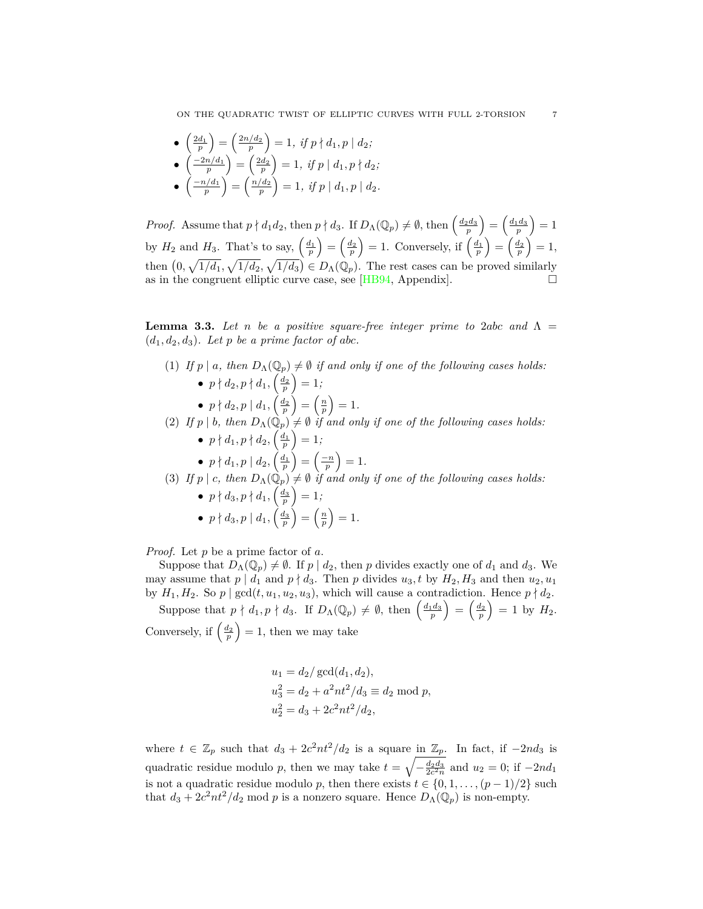- $\left(\frac{2d_1}{p}\right) = \left(\frac{2n/d_2}{p}\right) = 1$, *if* $p \nmid d_1, p \mid d_2$*;*
- $\left(\frac{-2n/d_1}{p}\right) = \left(\frac{2d_2}{p}\right) = 1$, *if* $p \mid d_1, p \nmid d_2$*;*
- $\left(\frac{-n/d_1}{p}\right) = \left(\frac{n/d_2}{p}\right) = 1$, *if* $p \mid d_1, p \mid d_2$*.*

*Proof.* Assume that $p \nmid d_1 d_2$, then $p \nmid d_3$. If $D_\Lambda(\mathbb{Q}_p) \neq \emptyset$, then $\left(\frac{d_2 d_3}{p}\right) = \left(\frac{d_1 d_3}{p}\right) = 1$ by $H_2$ and $H_3$. That's to say, $\left(\frac{d_1}{p}\right) = \left(\frac{d_2}{p}\right) = 1$. Conversely, if $\left(\frac{d_1}{p}\right) = \left(\frac{d_2}{p}\right) = 1$, then $\left(0, \sqrt{1/d_1}, \sqrt{1/d_2}, \sqrt{1/d_3}\right) \in D_\Lambda(\mathbb{Q}_p)$. The rest cases can be proved similarly as in the congruent elliptic curve case, see [HB94, Appendix]. □

**Lemma 3.3.** *Let $n$ be a positive square-free integer prime to $2abc$ and $\Lambda = (d_1, d_2, d_3)$. Let $p$ be a prime factor of $abc$.*

(1) *If $p \mid a$, then $D_\Lambda(\mathbb{Q}_p) \neq \emptyset$ if and only if one of the following cases holds:*
   - $p \nmid d_2, p \nmid d_1, \left(\frac{d_2}{p}\right) = 1$*;*
   - $p \nmid d_2, p \mid d_1, \left(\frac{d_2}{p}\right) = \left(\frac{n}{p}\right) = 1$*.*

(2) *If $p \mid b$, then $D_\Lambda(\mathbb{Q}_p) \neq \emptyset$ if and only if one of the following cases holds:*
   - $p \nmid d_1, p \nmid d_2, \left(\frac{d_1}{p}\right) = 1$*;*
   - $p \nmid d_1, p \mid d_2, \left(\frac{d_1}{p}\right) = \left(\frac{-n}{p}\right) = 1$*.*

(3) *If $p \mid c$, then $D_\Lambda(\mathbb{Q}_p) \neq \emptyset$ if and only if one of the following cases holds:*
   - $p \nmid d_3, p \nmid d_1, \left(\frac{d_3}{p}\right) = 1$*;*
   - $p \nmid d_3, p \mid d_1, \left(\frac{d_3}{p}\right) = \left(\frac{n}{p}\right) = 1$*.*

*Proof.* Let $p$ be a prime factor of $a$.

Suppose that $D_\Lambda(\mathbb{Q}_p) \neq \emptyset$. If $p \mid d_2$, then $p$ divides exactly one of $d_1$ and $d_3$. We may assume that $p \mid d_1$ and $p \nmid d_3$. Then $p$ divides $u_3, t$ by $H_2, H_3$ and then $u_2, u_1$ by $H_1, H_2$. So $p \mid \gcd(t, u_1, u_2, u_3)$, which will cause a contradiction. Hence $p \nmid d_2$.

Suppose that $p \nmid d_1, p \nmid d_3$. If $D_\Lambda(\mathbb{Q}_p) \neq \emptyset$, then $\left(\frac{d_1 d_3}{p}\right) = \left(\frac{d_2}{p}\right) = 1$ by $H_2$. Conversely, if $\left(\frac{d_2}{p}\right) = 1$, then we may take

$$
\begin{aligned}
u_1 &= d_2/\gcd(d_1, d_2), \\
u_3^2 &= d_2 + a^2 n t^2/d_3 \equiv d_2 \bmod p, \\
u_2^2 &= d_3 + 2c^2 n t^2/d_2,
\end{aligned}
$$

where $t \in \mathbb{Z}_p$ such that $d_3 + 2c^2 n t^2/d_2$ is a square in $\mathbb{Z}_p$. In fact, if $-2nd_3$ is quadratic residue modulo $p$, then we may take $t = \sqrt{-\frac{d_2 d_3}{2c^2 n}}$ and $u_2 = 0$; if $-2nd_1$ is not a quadratic residue modulo $p$, then there exists $t \in \{0, 1, \ldots, (p-1)/2\}$ such that $d_3 + 2c^2 n t^2/d_2 \bmod p$ is a nonzero square. Hence $D_\Lambda(\mathbb{Q}_p)$ is non-empty.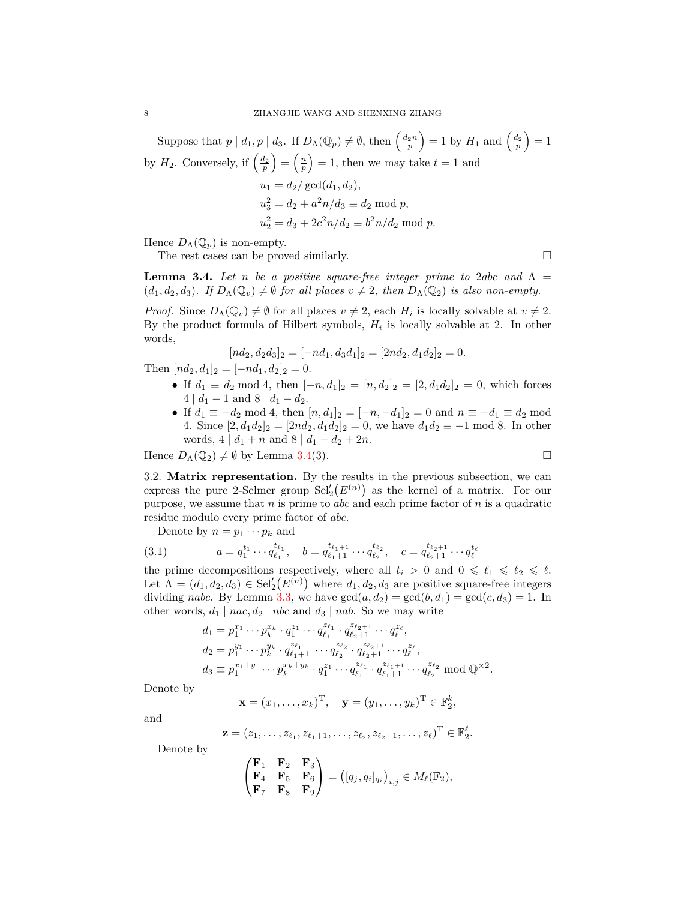Suppose that $p \mid d_1, p \mid d_3$. If $D_\Lambda(\mathbb{Q}_p) \neq \emptyset$, then $\left(\frac{d_2 n}{p}\right) = 1$ by $H_1$ and $\left(\frac{d_2}{p}\right) = 1$ by $H_2$. Conversely, if $\left(\frac{d_2}{p}\right) = \left(\frac{n}{p}\right) = 1$, then we may take $t = 1$ and

$$
\begin{aligned}
u_1 &= d_2 / \gcd(d_1, d_2), \\
u_3^2 &= d_2 + a^2 n / d_3 \equiv d_2 \bmod p, \\
u_2^2 &= d_3 + 2c^2 n / d_2 \equiv b^2 n / d_2 \bmod p.
\end{aligned}
$$

Hence $D_\Lambda(\mathbb{Q}_p)$ is non-empty.

The rest cases can be proved similarly. □

**Lemma 3.4.** *Let $n$ be a positive square-free integer prime to $2abc$ and $\Lambda = (d_1, d_2, d_3)$. If $D_\Lambda(\mathbb{Q}_v) \neq \emptyset$ for all places $v \neq 2$, then $D_\Lambda(\mathbb{Q}_2)$ is also non-empty.*

*Proof.* Since $D_\Lambda(\mathbb{Q}_v) \neq \emptyset$ for all places $v \neq 2$, each $H_i$ is locally solvable at $v \neq 2$. By the product formula of Hilbert symbols, $H_i$ is locally solvable at 2. In other words,

$$
[nd_2, d_2 d_3]_2 = [-nd_1, d_3 d_1]_2 = [2nd_2, d_1 d_2]_2 = 0.
$$

Then $[nd_2, d_1]_2 = [-nd_1, d_2]_2 = 0$.

- If $d_1 \equiv d_2 \bmod 4$, then $[-n, d_1]_2 = [n, d_2]_2 = [2, d_1 d_2]_2 = 0$, which forces $4 \mid d_1 - 1$ and $8 \mid d_1 - d_2$.
- If $d_1 \equiv -d_2 \bmod 4$, then $[n, d_1]_2 = [-n, -d_1]_2 = 0$ and $n \equiv -d_1 \equiv d_2 \bmod 4$. Since $[2, d_1 d_2]_2 = [2nd_2, d_1 d_2]_2 = 0$, we have $d_1 d_2 \equiv -1 \bmod 8$. In other words, $4 \mid d_1 + n$ and $8 \mid d_1 - d_2 + 2n$.

Hence $D_\Lambda(\mathbb{Q}_2) \neq \emptyset$ by Lemma 3.4(3). □

3.2. **Matrix representation.** By the results in the previous subsection, we can express the pure 2-Selmer group $\mathrm{Sel}_2'(E^{(n)})$ as the kernel of a matrix. For our purpose, we assume that $n$ is prime to $abc$ and each prime factor of $n$ is a quadratic residue modulo every prime factor of $abc$.

Denote by $n = p_1 \cdots p_k$ and

$$
a = q_1^{t_1} \cdots q_{\ell_1}^{t_{\ell_1}}, \quad b = q_{\ell_1+1}^{t_{\ell_1+1}} \cdots q_{\ell_2}^{t_{\ell_2}}, \quad c = q_{\ell_2+1}^{t_{\ell_2+1}} \cdots q_\ell^{t_\ell} \tag{3.1}
$$

the prime decompositions respectively, where all $t_i > 0$ and $0 \leqslant \ell_1 \leqslant \ell_2 \leqslant \ell$. Let $\Lambda = (d_1, d_2, d_3) \in \mathrm{Sel}_2'(E^{(n)})$ where $d_1, d_2, d_3$ are positive square-free integers dividing $nabc$. By Lemma 3.3, we have $\gcd(a, d_2) = \gcd(b, d_1) = \gcd(c, d_3) = 1$. In other words, $d_1 \mid nac, d_2 \mid nbc$ and $d_3 \mid nab$. So we may write

$$
\begin{aligned}
d_1 &= p_1^{x_1} \cdots p_k^{x_k} \cdot q_1^{z_1} \cdots q_{\ell_1}^{z_{\ell_1}} \cdot q_{\ell_2+1}^{z_{\ell_2+1}} \cdots q_\ell^{z_\ell}, \\
d_2 &= p_1^{y_1} \cdots p_k^{y_k} \cdot q_{\ell_1+1}^{z_{\ell_1+1}} \cdots q_{\ell_2}^{z_{\ell_2}} \cdot q_{\ell_2+1}^{z_{\ell_2+1}} \cdots q_\ell^{z_\ell}, \\
d_3 &\equiv p_1^{x_1+y_1} \cdots p_k^{x_k+y_k} \cdot q_1^{z_1} \cdots q_{\ell_1}^{z_{\ell_1}} \cdot q_{\ell_1+1}^{z_{\ell_1+1}} \cdots q_{\ell_2}^{z_{\ell_2}} \bmod \mathbb{Q}^{\times 2}.
\end{aligned}
$$

Denote by

$$
\mathbf{x} = (x_1, \dots, x_k)^{\mathrm{T}}, \quad \mathbf{y} = (y_1, \dots, y_k)^{\mathrm{T}} \in \mathbb{F}_2^k,
$$

and

$$
\mathbf{z} = (z_1, \dots, z_{\ell_1}, z_{\ell_1+1}, \dots, z_{\ell_2}, z_{\ell_2+1}, \dots, z_\ell)^{\mathrm{T}} \in \mathbb{F}_2^\ell.
$$

Denote by

$$
\begin{pmatrix}
\mathbf{F}_1 & \mathbf{F}_2 & \mathbf{F}_3 \\
\mathbf{F}_4 & \mathbf{F}_5 & \mathbf{F}_6 \\
\mathbf{F}_7 & \mathbf{F}_8 & \mathbf{F}_9
\end{pmatrix}
= \left([q_j, q_i]_{q_i}\right)_{i,j} \in M_\ell(\mathbb{F}_2),
$$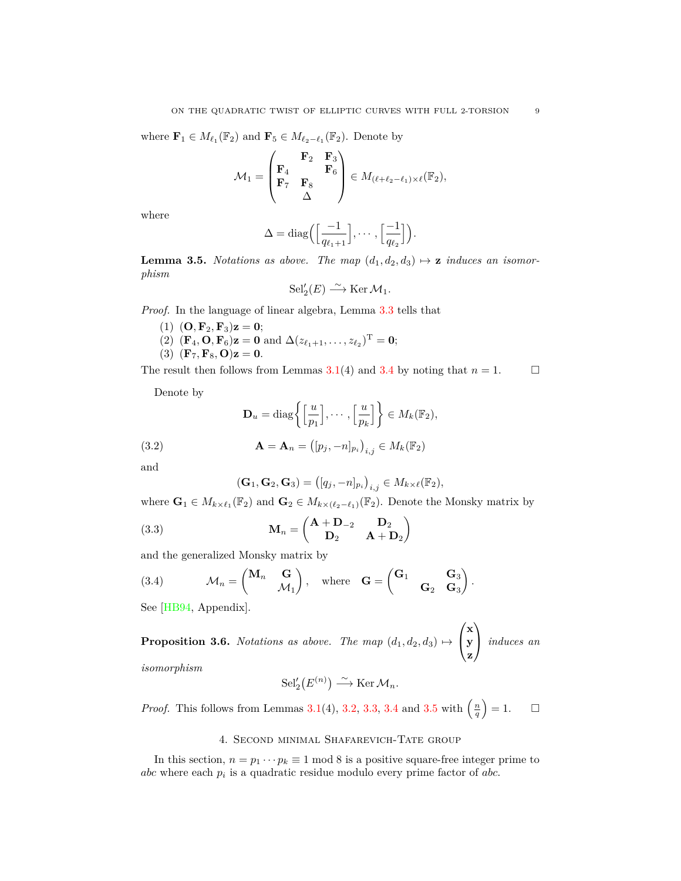where $\mathbf{F}_1 \in M_{\ell_1}(\mathbb{F}_2)$ and $\mathbf{F}_5 \in M_{\ell_2-\ell_1}(\mathbb{F}_2)$. Denote by

$$\mathcal{M}_1 = \begin{pmatrix} & \mathbf{F}_2 & \mathbf{F}_3 \\ \mathbf{F}_4 & & \mathbf{F}_6 \\ \mathbf{F}_7 & \mathbf{F}_8 & \\ & \Delta & \end{pmatrix} \in M_{(\ell+\ell_2-\ell_1)\times \ell}(\mathbb{F}_2),$$

where

$$\Delta = \operatorname{diag}\Big(\Big[\frac{-1}{q_{\ell_1+1}}\Big], \cdots, \Big[\frac{-1}{q_{\ell_2}}\Big]\Big).$$

**Lemma 3.5.** *Notations as above. The map $(d_1, d_2, d_3) \mapsto \mathbf{z}$ induces an isomorphism*

$$\operatorname{Sel}_2'(E) \xrightarrow{\sim} \operatorname{Ker} \mathcal{M}_1.$$

*Proof.* In the language of linear algebra, Lemma 3.3 tells that

1. $(\mathbf{O}, \mathbf{F}_2, \mathbf{F}_3)\mathbf{z} = \mathbf{0}$;
2. $(\mathbf{F}_4, \mathbf{O}, \mathbf{F}_6)\mathbf{z} = \mathbf{0}$ and $\Delta(z_{\ell_1+1}, \dots, z_{\ell_2})^{\mathrm{T}} = \mathbf{0}$;
3. $(\mathbf{F}_7, \mathbf{F}_8, \mathbf{O})\mathbf{z} = \mathbf{0}$.

The result then follows from Lemmas 3.1(4) and 3.4 by noting that $n = 1$. $\square$

Denote by

$$\mathbf{D}_u = \operatorname{diag}\Big\{\Big[\frac{u}{p_1}\Big], \cdots, \Big[\frac{u}{p_k}\Big]\Big\} \in M_k(\mathbb{F}_2),$$

$$\mathbf{A} = \mathbf{A}_n = \big([p_j, -n]_{p_i}\big)_{i,j} \in M_k(\mathbb{F}_2) \tag{3.2}$$

and

$$(\mathbf{G}_1, \mathbf{G}_2, \mathbf{G}_3) = \big([q_j, -n]_{p_i}\big)_{i,j} \in M_{k\times \ell}(\mathbb{F}_2),$$

where $\mathbf{G}_1 \in M_{k\times \ell_1}(\mathbb{F}_2)$ and $\mathbf{G}_2 \in M_{k\times(\ell_2-\ell_1)}(\mathbb{F}_2)$. Denote the Monsky matrix by

$$\mathbf{M}_n = \begin{pmatrix} \mathbf{A} + \mathbf{D}_{-2} & \mathbf{D}_2 \\ \mathbf{D}_2 & \mathbf{A} + \mathbf{D}_2 \end{pmatrix} \tag{3.3}$$

and the generalized Monsky matrix by

$$\mathcal{M}_n = \begin{pmatrix} \mathbf{M}_n & \mathbf{G} \\ & \mathcal{M}_1 \end{pmatrix}, \quad \text{where} \quad \mathbf{G} = \begin{pmatrix} \mathbf{G}_1 & & \mathbf{G}_3 \\ & \mathbf{G}_2 & \mathbf{G}_3 \end{pmatrix}. \tag{3.4}$$

See [HB94, Appendix].

**Proposition 3.6.** *Notations as above. The map $(d_1, d_2, d_3) \mapsto \begin{pmatrix} \mathbf{x} \\ \mathbf{y} \\ \mathbf{z} \end{pmatrix}$ induces an isomorphism*

$$\operatorname{Sel}_2'\big(E^{(n)}\big) \xrightarrow{\sim} \operatorname{Ker} \mathcal{M}_n.$$

*Proof.* This follows from Lemmas 3.1(4), 3.2, 3.3, 3.4 and 3.5 with $\left(\frac{n}{q}\right) = 1$. $\square$

## 4. Second minimal Shafarevich-Tate group

In this section, $n = p_1 \cdots p_k \equiv 1 \bmod 8$ is a positive square-free integer prime to $abc$ where each $p_i$ is a quadratic residue modulo every prime factor of $abc$.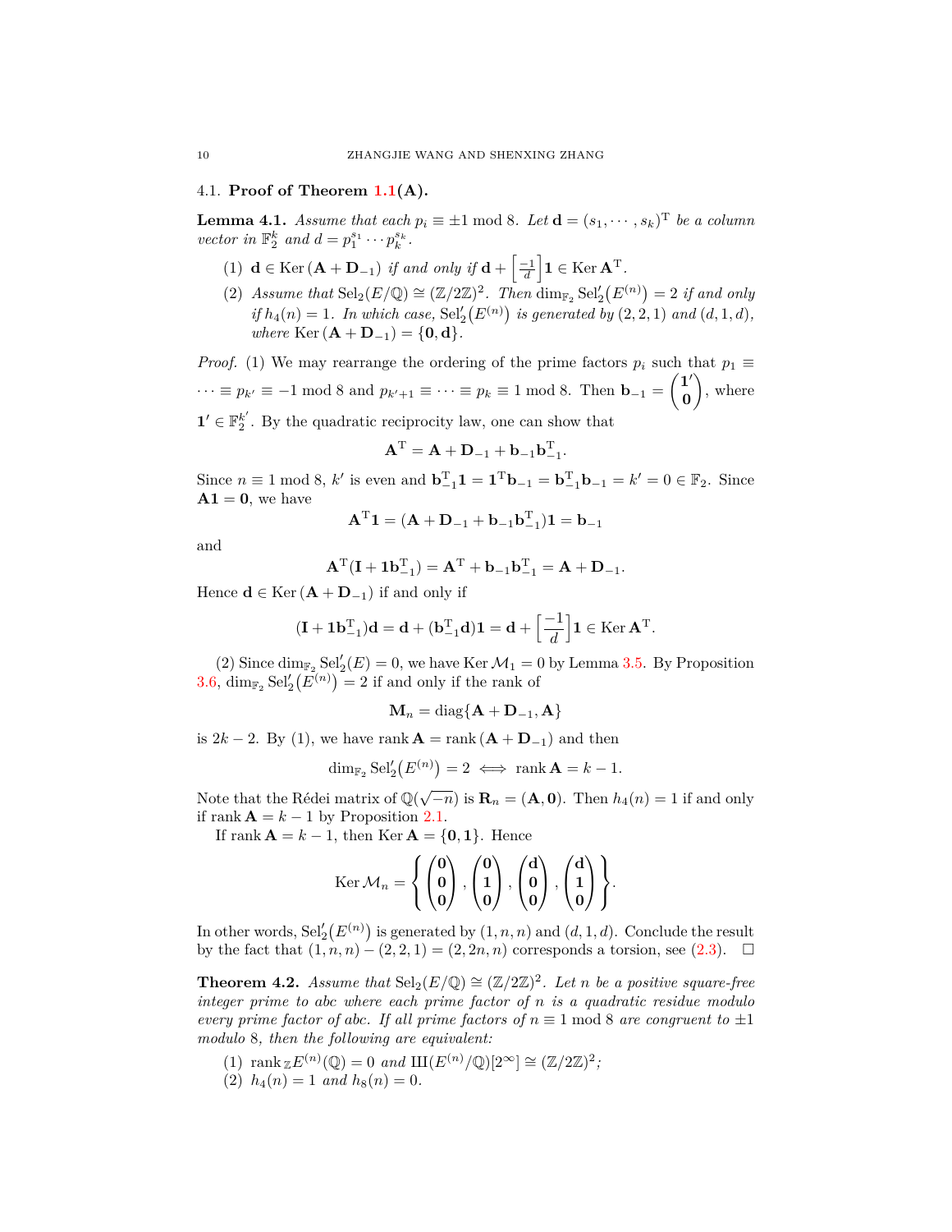### 4.1. **Proof of Theorem 1.1(A).**

**Lemma 4.1.** *Assume that each $p_i \equiv \pm 1 \bmod 8$. Let $\mathbf{d} = (s_1, \cdots, s_k)^{\mathrm{T}}$ be a column vector in $\mathbb{F}_2^k$ and $d = p_1^{s_1} \cdots p_k^{s_k}$.*

1. $\mathbf{d} \in \operatorname{Ker}(\mathbf{A} + \mathbf{D}_{-1})$ *if and only if* $\mathbf{d} + \left[\frac{-1}{d}\right]\mathbf{1} \in \operatorname{Ker} \mathbf{A}^{\mathrm{T}}$.
2. *Assume that* $\operatorname{Sel}_2(E/\mathbb{Q}) \cong (\mathbb{Z}/2\mathbb{Z})^2$. *Then* $\dim_{\mathbb{F}_2} \operatorname{Sel}_2'\big(E^{(n)}\big) = 2$ *if and only if $h_4(n) = 1$. In which case,* $\operatorname{Sel}_2'\big(E^{(n)}\big)$ *is generated by $(2,2,1)$ and $(d,1,d)$, where* $\operatorname{Ker}(\mathbf{A} + \mathbf{D}_{-1}) = \{\mathbf{0}, \mathbf{d}\}$.

*Proof.* (1) We may rearrange the ordering of the prime factors $p_i$ such that $p_1 \equiv \cdots \equiv p_{k'} \equiv -1 \bmod 8$ and $p_{k'+1} \equiv \cdots \equiv p_k \equiv 1 \bmod 8$. Then $\mathbf{b}_{-1} = \begin{pmatrix} \mathbf{1}' \\ \mathbf{0} \end{pmatrix}$, where $\mathbf{1}' \in \mathbb{F}_2^{k'}$. By the quadratic reciprocity law, one can show that

$$\mathbf{A}^{\mathrm{T}} = \mathbf{A} + \mathbf{D}_{-1} + \mathbf{b}_{-1}\mathbf{b}_{-1}^{\mathrm{T}}.$$

Since $n \equiv 1 \bmod 8$, $k'$ is even and $\mathbf{b}_{-1}^{\mathrm{T}}\mathbf{1} = \mathbf{1}^{\mathrm{T}}\mathbf{b}_{-1} = \mathbf{b}_{-1}^{\mathrm{T}}\mathbf{b}_{-1} = k' = 0 \in \mathbb{F}_2$. Since $\mathbf{A}\mathbf{1} = \mathbf{0}$, we have

$$\mathbf{A}^{\mathrm{T}}\mathbf{1} = (\mathbf{A} + \mathbf{D}_{-1} + \mathbf{b}_{-1}\mathbf{b}_{-1}^{\mathrm{T}})\mathbf{1} = \mathbf{b}_{-1}$$

and

$$\mathbf{A}^{\mathrm{T}}(\mathbf{I} + \mathbf{1}\mathbf{b}_{-1}^{\mathrm{T}}) = \mathbf{A}^{\mathrm{T}} + \mathbf{b}_{-1}\mathbf{b}_{-1}^{\mathrm{T}} = \mathbf{A} + \mathbf{D}_{-1}.$$

Hence $\mathbf{d} \in \operatorname{Ker}(\mathbf{A} + \mathbf{D}_{-1})$ if and only if

$$(\mathbf{I} + \mathbf{1}\mathbf{b}_{-1}^{\mathrm{T}})\mathbf{d} = \mathbf{d} + (\mathbf{b}_{-1}^{\mathrm{T}}\mathbf{d})\mathbf{1} = \mathbf{d} + \left[\frac{-1}{d}\right]\mathbf{1} \in \operatorname{Ker} \mathbf{A}^{\mathrm{T}}.$$

(2) Since $\dim_{\mathbb{F}_2} \operatorname{Sel}_2'(E) = 0$, we have $\operatorname{Ker} \mathcal{M}_1 = 0$ by Lemma 3.5. By Proposition 3.6, $\dim_{\mathbb{F}_2} \operatorname{Sel}_2'\big(E^{(n)}\big) = 2$ if and only if the rank of

$$\mathbf{M}_n = \operatorname{diag}\{\mathbf{A} + \mathbf{D}_{-1}, \mathbf{A}\}$$

is $2k - 2$. By (1), we have $\operatorname{rank} \mathbf{A} = \operatorname{rank}(\mathbf{A} + \mathbf{D}_{-1})$ and then

$$\dim_{\mathbb{F}_2} \operatorname{Sel}_2'\big(E^{(n)}\big) = 2 \iff \operatorname{rank} \mathbf{A} = k - 1.$$

Note that the Rédei matrix of $\mathbb{Q}(\sqrt{-n})$ is $\mathbf{R}_n = (\mathbf{A}, \mathbf{0})$. Then $h_4(n) = 1$ if and only if $\operatorname{rank} \mathbf{A} = k - 1$ by Proposition 2.1.

If $\operatorname{rank} \mathbf{A} = k - 1$, then $\operatorname{Ker} \mathbf{A} = \{\mathbf{0}, \mathbf{1}\}$. Hence

$$\operatorname{Ker} \mathcal{M}_n = \left\{ \begin{pmatrix} \mathbf{0} \\ \mathbf{0} \\ 0 \end{pmatrix}, \begin{pmatrix} \mathbf{0} \\ \mathbf{1} \\ 0 \end{pmatrix}, \begin{pmatrix} \mathbf{d} \\ \mathbf{0} \\ 0 \end{pmatrix}, \begin{pmatrix} \mathbf{d} \\ \mathbf{1} \\ 0 \end{pmatrix} \right\}.$$

In other words, $\operatorname{Sel}_2'\big(E^{(n)}\big)$ is generated by $(1, n, n)$ and $(d, 1, d)$. Conclude the result by the fact that $(1, n, n) - (2, 2, 1) = (2, 2n, n)$ corresponds a torsion, see (2.3). $\square$

**Theorem 4.2.** *Assume that* $\operatorname{Sel}_2(E/\mathbb{Q}) \cong (\mathbb{Z}/2\mathbb{Z})^2$. *Let $n$ be a positive square-free integer prime to $abc$ where each prime factor of $n$ is a quadratic residue modulo every prime factor of $abc$. If all prime factors of $n \equiv 1 \bmod 8$ are congruent to $\pm 1$ modulo 8, then the following are equivalent:*

1. $\operatorname{rank}_{\mathbb{Z}} E^{(n)}(\mathbb{Q}) = 0$ *and* $\text{Ш}(E^{(n)}/\mathbb{Q})[2^\infty] \cong (\mathbb{Z}/2\mathbb{Z})^2$;
2. $h_4(n) = 1$ *and* $h_8(n) = 0$.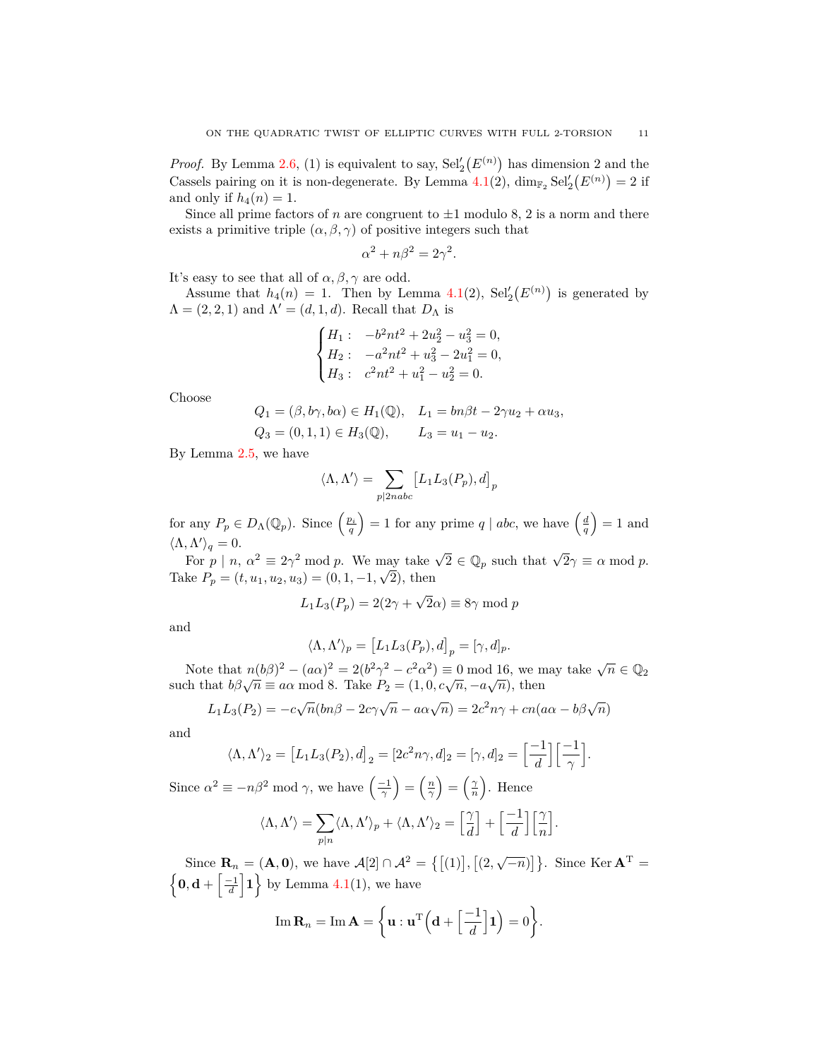*Proof.* By Lemma 2.6, (1) is equivalent to say, $\mathrm{Sel}_2'(E^{(n)})$ has dimension 2 and the Cassels pairing on it is non-degenerate. By Lemma 4.1(2), $\dim_{\mathbb{F}_2}\mathrm{Sel}_2'(E^{(n)}) = 2$ if and only if $h_4(n) = 1$.

Since all prime factors of $n$ are congruent to $\pm 1$ modulo 8, 2 is a norm and there exists a primitive triple $(\alpha, \beta, \gamma)$ of positive integers such that

$$\alpha^2 + n\beta^2 = 2\gamma^2.$$

It's easy to see that all of $\alpha, \beta, \gamma$ are odd.

Assume that $h_4(n) = 1$. Then by Lemma 4.1(2), $\mathrm{Sel}_2'(E^{(n)})$ is generated by $\Lambda = (2, 2, 1)$ and $\Lambda' = (d, 1, d)$. Recall that $D_\Lambda$ is

$$\begin{cases} H_1: & -b^2nt^2 + 2u_2^2 - u_3^2 = 0, \\ H_2: & -a^2nt^2 + u_3^2 - 2u_1^2 = 0, \\ H_3: & c^2nt^2 + u_1^2 - u_2^2 = 0. \end{cases}$$

Choose

$$\begin{aligned} Q_1 &= (\beta, b\gamma, b\alpha) \in H_1(\mathbb{Q}), \quad L_1 = bn\beta t - 2\gamma u_2 + \alpha u_3, \\ Q_3 &= (0, 1, 1) \in H_3(\mathbb{Q}), \qquad L_3 = u_1 - u_2. \end{aligned}$$

By Lemma 2.5, we have

$$\langle \Lambda, \Lambda' \rangle = \sum_{p \mid 2nabc} \big[L_1L_3(P_p), d\big]_p$$

for any $P_p \in D_\Lambda(\mathbb{Q}_p)$. Since $\left(\frac{p_i}{q}\right) = 1$ for any prime $q \mid abc$, we have $\left(\frac{d}{q}\right) = 1$ and $\langle \Lambda, \Lambda' \rangle_q = 0$.

For $p \mid n$, $\alpha^2 \equiv 2\gamma^2 \bmod p$. We may take $\sqrt{2} \in \mathbb{Q}_p$ such that $\sqrt{2}\gamma \equiv \alpha \bmod p$. Take $P_p = (t, u_1, u_2, u_3) = (0, 1, -1, \sqrt{2})$, then

$$L_1L_3(P_p) = 2(2\gamma + \sqrt{2}\alpha) \equiv 8\gamma \bmod p$$

and

$$\langle \Lambda, \Lambda' \rangle_p = \big[L_1L_3(P_p), d\big]_p = [\gamma, d]_p.$$

Note that $n(b\beta)^2 - (a\alpha)^2 = 2(b^2\gamma^2 - c^2\alpha^2) \equiv 0 \bmod 16$, we may take $\sqrt{n} \in \mathbb{Q}_2$ such that $b\beta\sqrt{n} \equiv a\alpha \bmod 8$. Take $P_2 = (1, 0, c\sqrt{n}, -a\sqrt{n})$, then

$$L_1L_3(P_2) = -c\sqrt{n}(bn\beta - 2c\gamma\sqrt{n} - a\alpha\sqrt{n}) = 2c^2n\gamma + cn(a\alpha - b\beta\sqrt{n})$$

and

$$\langle \Lambda, \Lambda' \rangle_2 = \big[L_1L_3(P_2), d\big]_2 = [2c^2n\gamma, d]_2 = [\gamma, d]_2 = \Big[\frac{-1}{d}\Big]\Big[\frac{-1}{\gamma}\Big].$$

Since $\alpha^2 \equiv -n\beta^2 \bmod \gamma$, we have $\left(\frac{-1}{\gamma}\right) = \left(\frac{n}{\gamma}\right) = \left(\frac{\gamma}{n}\right)$. Hence

$$\langle \Lambda, \Lambda' \rangle = \sum_{p \mid n} \langle \Lambda, \Lambda' \rangle_p + \langle \Lambda, \Lambda' \rangle_2 = \Big[\frac{\gamma}{d}\Big] + \Big[\frac{-1}{d}\Big]\Big[\frac{\gamma}{n}\Big].$$

Since $\mathbf{R}_n = (\mathbf{A}, \mathbf{0})$, we have $\mathcal{A}[2] \cap \mathcal{A}^2 = \big\{[(1)], [(2, \sqrt{-n})]\big\}$. Since $\mathrm{Ker}\,\mathbf{A}^{\mathrm{T}} = \Big\{\mathbf{0}, \mathbf{d} + \Big[\frac{-1}{d}\Big]\mathbf{1}\Big\}$ by Lemma 4.1(1), we have

$$\mathrm{Im}\,\mathbf{R}_n = \mathrm{Im}\,\mathbf{A} = \Big\{\mathbf{u} : \mathbf{u}^{\mathrm{T}}\Big(\mathbf{d} + \Big[\frac{-1}{d}\Big]\mathbf{1}\Big) = 0\Big\}.$$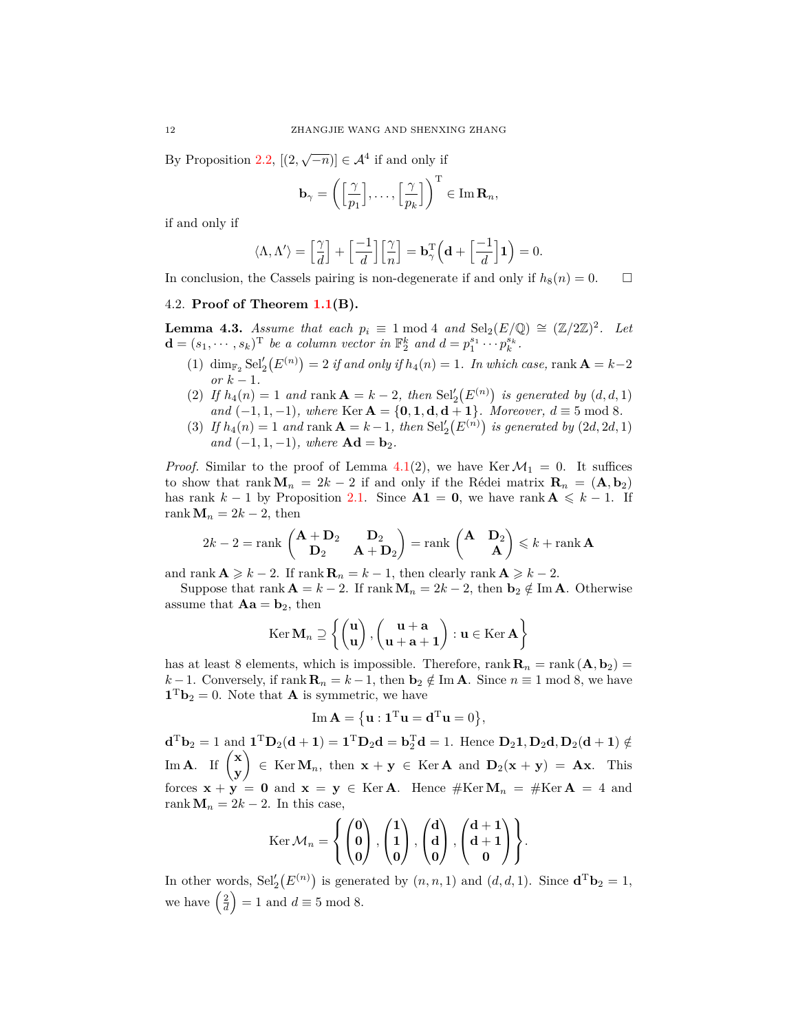By Proposition 2.2, $[(2, \sqrt{-n})] \in \mathcal{A}^4$ if and only if

$$\mathbf{b}_\gamma = \left(\left[\frac{\gamma}{p_1}\right], \ldots, \left[\frac{\gamma}{p_k}\right]\right)^{\mathrm{T}} \in \operatorname{Im} \mathbf{R}_n,$$

if and only if

$$\langle \Lambda, \Lambda' \rangle = \left[\frac{\gamma}{d}\right] + \left[\frac{-1}{d}\right]\left[\frac{\gamma}{n}\right] = \mathbf{b}_\gamma^{\mathrm{T}}\Big(\mathbf{d} + \left[\frac{-1}{d}\right]\mathbf{1}\Big) = 0.$$

In conclusion, the Cassels pairing is non-degenerate if and only if $h_8(n) = 0$. $\square$

### 4.2. Proof of Theorem 1.1(B).

**Lemma 4.3.** *Assume that each $p_i \equiv 1 \bmod 4$ and $\mathrm{Sel}_2(E/\mathbb{Q}) \cong (\mathbb{Z}/2\mathbb{Z})^2$. Let $\mathbf{d} = (s_1, \cdots, s_k)^{\mathrm{T}}$ be a column vector in $\mathbb{F}_2^k$ and $d = p_1^{s_1} \cdots p_k^{s_k}$.*

1. *$\dim_{\mathbb{F}_2} \mathrm{Sel}_2'\big(E^{(n)}\big) = 2$ if and only if $h_4(n) = 1$. In which case, $\operatorname{rank} \mathbf{A} = k-2$ or $k-1$.*
2. *If $h_4(n) = 1$ and $\operatorname{rank} \mathbf{A} = k-2$, then $\mathrm{Sel}_2'\big(E^{(n)}\big)$ is generated by $(d, d, 1)$ and $(-1, 1, -1)$, where $\operatorname{Ker} \mathbf{A} = \{\mathbf{0}, \mathbf{1}, \mathbf{d}, \mathbf{d}+\mathbf{1}\}$. Moreover, $d \equiv 5 \bmod 8$.*
3. *If $h_4(n) = 1$ and $\operatorname{rank} \mathbf{A} = k-1$, then $\mathrm{Sel}_2'\big(E^{(n)}\big)$ is generated by $(2d, 2d, 1)$ and $(-1, 1, -1)$, where $\mathbf{A}\mathbf{d} = \mathbf{b}_2$.*

*Proof.* Similar to the proof of Lemma 4.1(2), we have $\operatorname{Ker} \mathcal{M}_1 = 0$. It suffices to show that $\operatorname{rank} \mathbf{M}_n = 2k-2$ if and only if the Rédei matrix $\mathbf{R}_n = (\mathbf{A}, \mathbf{b}_2)$ has rank $k-1$ by Proposition 2.1. Since $\mathbf{A}\mathbf{1} = \mathbf{0}$, we have $\operatorname{rank} \mathbf{A} \leqslant k-1$. If $\operatorname{rank} \mathbf{M}_n = 2k-2$, then

$$2k-2 = \operatorname{rank} \begin{pmatrix} \mathbf{A}+\mathbf{D}_2 & \mathbf{D}_2 \\ \mathbf{D}_2 & \mathbf{A}+\mathbf{D}_2 \end{pmatrix} = \operatorname{rank} \begin{pmatrix} \mathbf{A} & \mathbf{D}_2 \\ & \mathbf{A} \end{pmatrix} \leqslant k + \operatorname{rank} \mathbf{A}$$

and $\operatorname{rank} \mathbf{A} \geqslant k-2$. If $\operatorname{rank} \mathbf{R}_n = k-1$, then clearly $\operatorname{rank} \mathbf{A} \geqslant k-2$.

Suppose that $\operatorname{rank} \mathbf{A} = k-2$. If $\operatorname{rank} \mathbf{M}_n = 2k-2$, then $\mathbf{b}_2 \notin \operatorname{Im} \mathbf{A}$. Otherwise assume that $\mathbf{A}\mathbf{a} = \mathbf{b}_2$, then

$$\operatorname{Ker} \mathbf{M}_n \supseteq \left\{ \begin{pmatrix} \mathbf{u} \\ \mathbf{u} \end{pmatrix}, \begin{pmatrix} \mathbf{u}+\mathbf{a} \\ \mathbf{u}+\mathbf{a}+\mathbf{1} \end{pmatrix} : \mathbf{u} \in \operatorname{Ker} \mathbf{A} \right\}$$

has at least 8 elements, which is impossible. Therefore, $\operatorname{rank} \mathbf{R}_n = \operatorname{rank}(\mathbf{A}, \mathbf{b}_2) = k-1$. Conversely, if $\operatorname{rank} \mathbf{R}_n = k-1$, then $\mathbf{b}_2 \notin \operatorname{Im} \mathbf{A}$. Since $n \equiv 1 \bmod 8$, we have $\mathbf{1}^{\mathrm{T}}\mathbf{b}_2 = 0$. Note that $\mathbf{A}$ is symmetric, we have

$$\operatorname{Im} \mathbf{A} = \big\{\mathbf{u} : \mathbf{1}^{\mathrm{T}}\mathbf{u} = \mathbf{d}^{\mathrm{T}}\mathbf{u} = 0\big\},$$

$\mathbf{d}^{\mathrm{T}}\mathbf{b}_2 = 1$ and $\mathbf{1}^{\mathrm{T}}\mathbf{D}_2(\mathbf{d}+\mathbf{1}) = \mathbf{1}^{\mathrm{T}}\mathbf{D}_2\mathbf{d} = \mathbf{b}_2^{\mathrm{T}}\mathbf{d} = 1$. Hence $\mathbf{D}_2\mathbf{1}, \mathbf{D}_2\mathbf{d}, \mathbf{D}_2(\mathbf{d}+\mathbf{1}) \notin \operatorname{Im} \mathbf{A}$. If $\begin{pmatrix} \mathbf{x} \\ \mathbf{y} \end{pmatrix} \in \operatorname{Ker} \mathbf{M}_n$, then $\mathbf{x}+\mathbf{y} \in \operatorname{Ker} \mathbf{A}$ and $\mathbf{D}_2(\mathbf{x}+\mathbf{y}) = \mathbf{A}\mathbf{x}$. This forces $\mathbf{x}+\mathbf{y} = \mathbf{0}$ and $\mathbf{x} = \mathbf{y} \in \operatorname{Ker} \mathbf{A}$. Hence $\#\operatorname{Ker} \mathbf{M}_n = \#\operatorname{Ker} \mathbf{A} = 4$ and $\operatorname{rank} \mathbf{M}_n = 2k-2$. In this case,

$$\operatorname{Ker} \mathcal{M}_n = \left\{ \begin{pmatrix} \mathbf{0} \\ \mathbf{0} \\ 0 \end{pmatrix}, \begin{pmatrix} \mathbf{1} \\ \mathbf{1} \\ 0 \end{pmatrix}, \begin{pmatrix} \mathbf{d} \\ \mathbf{d} \\ 0 \end{pmatrix}, \begin{pmatrix} \mathbf{d}+\mathbf{1} \\ \mathbf{d}+\mathbf{1} \\ 0 \end{pmatrix} \right\}.$$

In other words, $\mathrm{Sel}_2'\big(E^{(n)}\big)$ is generated by $(n, n, 1)$ and $(d, d, 1)$. Since $\mathbf{d}^{\mathrm{T}}\mathbf{b}_2 = 1$, we have $\left(\frac{2}{d}\right) = 1$ and $d \equiv 5 \bmod 8$.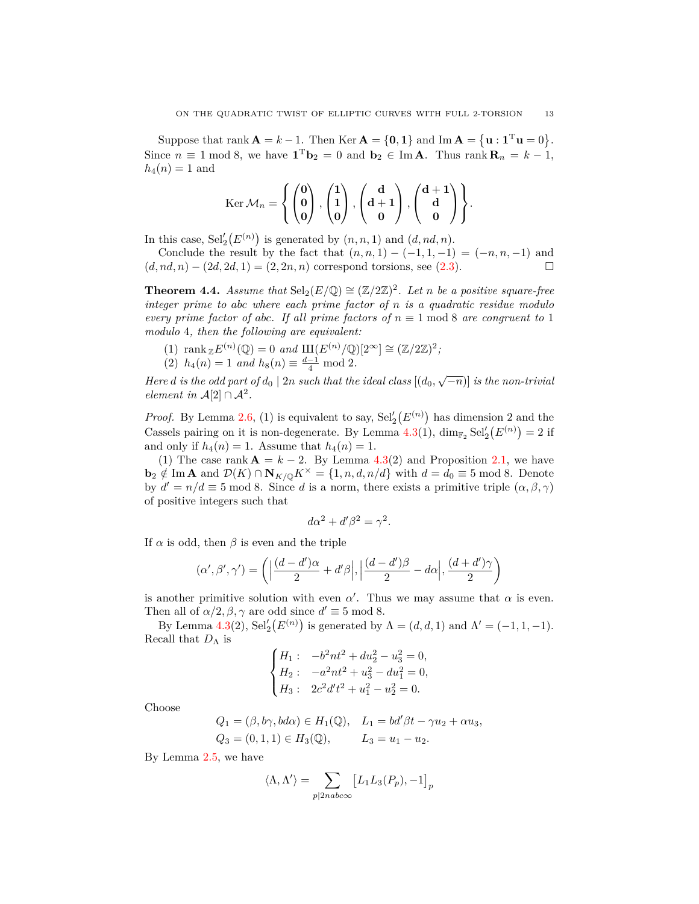Suppose that $\operatorname{rank} \mathbf{A} = k-1$. Then $\operatorname{Ker} \mathbf{A} = \{\mathbf{0}, \mathbf{1}\}$ and $\operatorname{Im} \mathbf{A} = \{\mathbf{u} : \mathbf{1}^{\mathrm{T}}\mathbf{u} = 0\}$. Since $n \equiv 1 \bmod 8$, we have $\mathbf{1}^{\mathrm{T}}\mathbf{b}_2 = 0$ and $\mathbf{b}_2 \in \operatorname{Im} \mathbf{A}$. Thus $\operatorname{rank} \mathbf{R}_n = k-1$, $h_4(n) = 1$ and

$$\operatorname{Ker} \mathcal{M}_n = \left\{ \begin{pmatrix} \mathbf{0} \\ \mathbf{0} \\ \mathbf{0} \end{pmatrix}, \begin{pmatrix} \mathbf{1} \\ \mathbf{1} \\ \mathbf{0} \end{pmatrix}, \begin{pmatrix} \mathbf{d} \\ \mathbf{d}+\mathbf{1} \\ \mathbf{0} \end{pmatrix}, \begin{pmatrix} \mathbf{d}+\mathbf{1} \\ \mathbf{d} \\ \mathbf{0} \end{pmatrix} \right\}.$$

In this case, $\operatorname{Sel}_2'(E^{(n)})$ is generated by $(n, n, 1)$ and $(d, nd, n)$.

Conclude the result by the fact that $(n, n, 1) - (-1, 1, -1) = (-n, n, -1)$ and $(d, nd, n) - (2d, 2d, 1) = (2, 2n, n)$ correspond torsions, see (2.3). $\square$

**Theorem 4.4.** *Assume that $\operatorname{Sel}_2(E/\mathbb{Q}) \cong (\mathbb{Z}/2\mathbb{Z})^2$. Let $n$ be a positive square-free integer prime to $abc$ where each prime factor of $n$ is a quadratic residue modulo every prime factor of $abc$. If all prime factors of $n \equiv 1 \bmod 8$ are congruent to $1$ modulo $4$, then the following are equivalent:*

1. $\operatorname{rank}_{\mathbb{Z}} E^{(n)}(\mathbb{Q}) = 0$ *and* $\text{Ш}(E^{(n)}/\mathbb{Q})[2^\infty] \cong (\mathbb{Z}/2\mathbb{Z})^2$*;*
2. $h_4(n) = 1$ *and* $h_8(n) \equiv \frac{d-1}{4} \bmod 2$*.*

*Here $d$ is the odd part of $d_0 \mid 2n$ such that the ideal class $[(d_0, \sqrt{-n})]$ is the non-trivial element in $\mathcal{A}[2] \cap \mathcal{A}^2$.*

*Proof.* By Lemma 2.6, (1) is equivalent to say, $\operatorname{Sel}_2'(E^{(n)})$ has dimension 2 and the Cassels pairing on it is non-degenerate. By Lemma 4.3(1), $\dim_{\mathbb{F}_2} \operatorname{Sel}_2'(E^{(n)}) = 2$ if and only if $h_4(n) = 1$. Assume that $h_4(n) = 1$.

(1) The case $\operatorname{rank} \mathbf{A} = k-2$. By Lemma 4.3(2) and Proposition 2.1, we have $\mathbf{b}_2 \notin \operatorname{Im} \mathbf{A}$ and $\mathcal{D}(K) \cap \mathbf{N}_{K/\mathbb{Q}} K^\times = \{1, n, d, n/d\}$ with $d = d_0 \equiv 5 \bmod 8$. Denote by $d' = n/d \equiv 5 \bmod 8$. Since $d$ is a norm, there exists a primitive triple $(\alpha, \beta, \gamma)$ of positive integers such that

$$d\alpha^2 + d'\beta^2 = \gamma^2.$$

If $\alpha$ is odd, then $\beta$ is even and the triple

$$(\alpha', \beta', \gamma') = \left( \left| \frac{(d-d')\alpha}{2} + d'\beta \right|, \left| \frac{(d-d')\beta}{2} - d\alpha \right|, \frac{(d+d')\gamma}{2} \right)$$

is another primitive solution with even $\alpha'$. Thus we may assume that $\alpha$ is even. Then all of $\alpha/2, \beta, \gamma$ are odd since $d' \equiv 5 \bmod 8$.

By Lemma 4.3(2), $\operatorname{Sel}_2'(E^{(n)})$ is generated by $\Lambda = (d, d, 1)$ and $\Lambda' = (-1, 1, -1)$. Recall that $D_\Lambda$ is

$$\begin{cases} H_1: & -b^2nt^2 + du_2^2 - u_3^2 = 0, \\ H_2: & -a^2nt^2 + u_3^2 - du_1^2 = 0, \\ H_3: & 2c^2d't^2 + u_1^2 - u_2^2 = 0. \end{cases}$$

Choose

$$Q_1 = (\beta, b\gamma, bd\alpha) \in H_1(\mathbb{Q}), \quad L_1 = bd'\beta t - \gamma u_2 + \alpha u_3,$$
$$Q_3 = (0, 1, 1) \in H_3(\mathbb{Q}), \qquad L_3 = u_1 - u_2.$$

By Lemma 2.5, we have

$$\langle \Lambda, \Lambda' \rangle = \sum_{p \mid 2nabc\infty} \left[ L_1 L_3(P_p), -1 \right]_p$$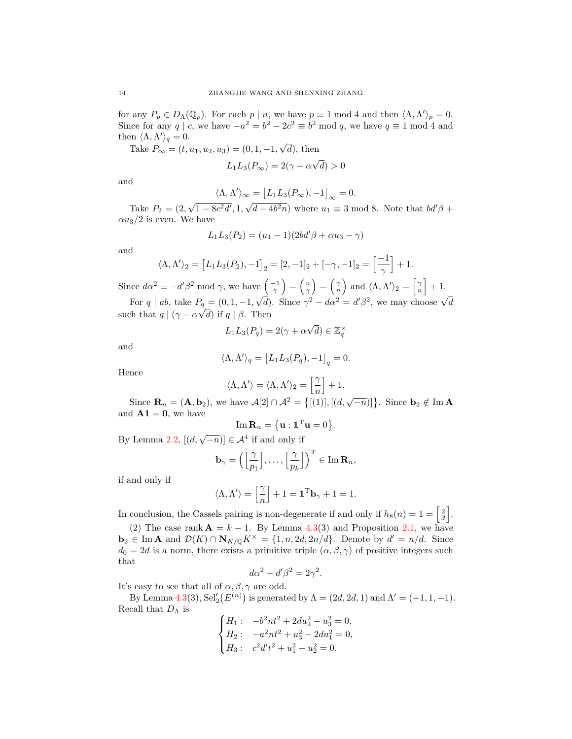for any $P_p \in D_\Lambda(\mathbb{Q}_p)$. For each $p \mid n$, we have $p \equiv 1 \bmod 4$ and then $\langle \Lambda, \Lambda' \rangle_p = 0$. Since for any $q \mid c$, we have $-a^2 = b^2 - 2c^2 \equiv b^2 \bmod q$, we have $q \equiv 1 \bmod 4$ and then $\langle \Lambda, \Lambda' \rangle_q = 0$.

Take $P_\infty = (t, u_1, u_2, u_3) = (0, 1, -1, \sqrt{d})$, then

$$L_1 L_3(P_\infty) = 2(\gamma + \alpha\sqrt{d}) > 0$$

and

$$\langle \Lambda, \Lambda' \rangle_\infty = \big[L_1 L_3(P_\infty), -1\big]_\infty = 0.$$

Take $P_2 = (2, \sqrt{1 - 8c^2 d'}, 1, \sqrt{d - 4b^2 n})$ where $u_1 \equiv 3 \bmod 8$. Note that $bd'\beta + \alpha u_3/2$ is even. We have

$$L_1 L_3(P_2) = (u_1 - 1)(2bd'\beta + \alpha u_3 - \gamma)$$

and

$$\langle \Lambda, \Lambda' \rangle_2 = \big[L_1 L_3(P_2), -1\big]_2 = [2, -1]_2 + [-\gamma, -1]_2 = \Big[\frac{-1}{\gamma}\Big] + 1.$$

Since $d\alpha^2 \equiv -d'\beta^2 \bmod \gamma$, we have $\left(\frac{-1}{\gamma}\right) = \left(\frac{n}{\gamma}\right) = \left(\frac{\gamma}{n}\right)$ and $\langle \Lambda, \Lambda' \rangle_2 = \left[\frac{\gamma}{n}\right] + 1$.

For $q \mid ab$, take $P_q = (0, 1, -1, \sqrt{d})$. Since $\gamma^2 - d\alpha^2 = d'\beta^2$, we may choose $\sqrt{d}$ such that $q \mid (\gamma - \alpha\sqrt{d})$ if $q \mid \beta$. Then

$$L_1 L_3(P_q) = 2(\gamma + \alpha\sqrt{d}) \in \mathbb{Z}_q^\times$$

and

$$\langle \Lambda, \Lambda' \rangle_q = \big[L_1 L_3(P_q), -1\big]_q = 0.$$

Hence

$$\langle \Lambda, \Lambda' \rangle = \langle \Lambda, \Lambda' \rangle_2 = \Big[\frac{\gamma}{n}\Big] + 1.$$

Since $\mathbf{R}_n = (\mathbf{A}, \mathbf{b}_2)$, we have $\mathcal{A}[2] \cap \mathcal{A}^2 = \big\{[(1)], [(d, \sqrt{-n})]\big\}$. Since $\mathbf{b}_2 \notin \operatorname{Im} \mathbf{A}$ and $\mathbf{A}\mathbf{1} = \mathbf{0}$, we have

$$\operatorname{Im} \mathbf{R}_n = \big\{\mathbf{u} : \mathbf{1}^{\mathrm{T}}\mathbf{u} = 0\big\}.$$

By Lemma 2.2, $[(d, \sqrt{-n})] \in \mathcal{A}^4$ if and only if

$$\mathbf{b}_\gamma = \Big(\Big[\frac{\gamma}{p_1}\Big], \ldots, \Big[\frac{\gamma}{p_k}\Big]\Big)^{\mathrm{T}} \in \operatorname{Im} \mathbf{R}_n,$$

if and only if

$$\langle \Lambda, \Lambda' \rangle = \Big[\frac{\gamma}{n}\Big] + 1 = \mathbf{1}^{\mathrm{T}}\mathbf{b}_\gamma + 1 = 1.$$

In conclusion, the Cassels pairing is non-degenerate if and only if $h_8(n) = 1 = \left[\frac{2}{d}\right]$.

(2) The case $\operatorname{rank} \mathbf{A} = k - 1$. By Lemma 4.3(3) and Proposition 2.1, we have $\mathbf{b}_2 \in \operatorname{Im} \mathbf{A}$ and $\mathcal{D}(K) \cap \mathbf{N}_{K/\mathbb{Q}} K^\times = \{1, n, 2d, 2n/d\}$. Denote by $d' = n/d$. Since $d_0 = 2d$ is a norm, there exists a primitive triple $(\alpha, \beta, \gamma)$ of positive integers such that

$$d\alpha^2 + d'\beta^2 = 2\gamma^2.$$

It's easy to see that all of $\alpha, \beta, \gamma$ are odd.

By Lemma 4.3(3), $\operatorname{Sel}_2'\big(E^{(n)}\big)$ is generated by $\Lambda = (2d, 2d, 1)$ and $\Lambda' = (-1, 1, -1)$. Recall that $D_\Lambda$ is

$$\begin{cases} H_1: & -b^2 n t^2 + 2d u_2^2 - u_3^2 = 0, \\ H_2: & -a^2 n t^2 + u_3^2 - 2d u_1^2 = 0, \\ H_3: & c^2 d' t^2 + u_1^2 - u_2^2 = 0. \end{cases}$$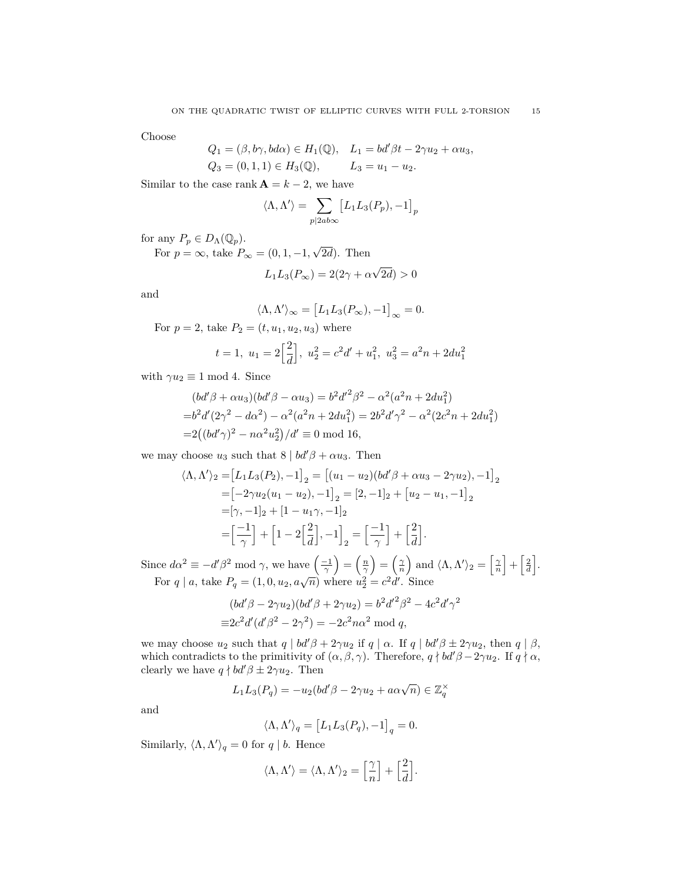Choose

$$Q_1 = (\beta, b\gamma, bd\alpha) \in H_1(\mathbb{Q}), \quad L_1 = bd'\beta t - 2\gamma u_2 + \alpha u_3,$$
$$Q_3 = (0, 1, 1) \in H_3(\mathbb{Q}), \qquad L_3 = u_1 - u_2.$$

Similar to the case $\operatorname{rank} \mathbf{A} = k-2$, we have

$$\langle \Lambda, \Lambda' \rangle = \sum_{p \mid 2ab\infty} \big[L_1 L_3(P_p), -1\big]_p$$

for any $P_p \in D_\Lambda(\mathbb{Q}_p)$.

For $p = \infty$, take $P_\infty = (0, 1, -1, \sqrt{2d})$. Then

$$L_1 L_3(P_\infty) = 2(2\gamma + \alpha\sqrt{2d}) > 0$$

and

$$\langle \Lambda, \Lambda' \rangle_\infty = \big[L_1 L_3(P_\infty), -1\big]_\infty = 0.$$

For $p = 2$, take $P_2 = (t, u_1, u_2, u_3)$ where

$$t = 1, \ u_1 = 2\Big[\frac{2}{d}\Big], \ u_2^2 = c^2 d' + u_1^2, \ u_3^2 = a^2 n + 2d u_1^2$$

with $\gamma u_2 \equiv 1 \bmod 4$. Since

$$\begin{aligned}
&(bd'\beta + \alpha u_3)(bd'\beta - \alpha u_3) = b^2 {d'}^2 \beta^2 - \alpha^2 (a^2 n + 2d u_1^2) \\
=&b^2 d'(2\gamma^2 - d\alpha^2) - \alpha^2(a^2 n + 2du_1^2) = 2b^2 d' \gamma^2 - \alpha^2 (2c^2 n + 2du_1^2) \\
=&2\big((bd'\gamma)^2 - n\alpha^2 u_2^2\big)/d' \equiv 0 \bmod 16,
\end{aligned}$$

we may choose $u_3$ such that $8 \mid bd'\beta + \alpha u_3$. Then

$$\begin{aligned}
\langle \Lambda, \Lambda' \rangle_2 =& \big[L_1 L_3(P_2), -1\big]_2 = \big[(u_1 - u_2)(bd'\beta + \alpha u_3 - 2\gamma u_2), -1\big]_2 \\
=& \big[-2\gamma u_2 (u_1 - u_2), -1\big]_2 = [2, -1]_2 + \big[u_2 - u_1, -1\big]_2 \\
=& [\gamma, -1]_2 + [1 - u_1\gamma, -1]_2 \\
=& \Big[\frac{-1}{\gamma}\Big] + \Big[1 - 2\Big[\frac{2}{d}\Big], -1\Big]_2 = \Big[\frac{-1}{\gamma}\Big] + \Big[\frac{2}{d}\Big].
\end{aligned}$$

Since $d\alpha^2 \equiv -d'\beta^2 \bmod \gamma$, we have $\left(\frac{-1}{\gamma}\right) = \left(\frac{n}{\gamma}\right) = \left(\frac{\gamma}{n}\right)$ and $\langle \Lambda, \Lambda' \rangle_2 = \Big[\frac{\gamma}{n}\Big] + \Big[\frac{2}{d}\Big]$.

For $q \mid a$, take $P_q = (1, 0, u_2, a\sqrt{n})$ where $u_2^2 = c^2 d'$. Since

$$\begin{aligned}
&(bd'\beta - 2\gamma u_2)(bd'\beta + 2\gamma u_2) = b^2 {d'}^2 \beta^2 - 4c^2 d' \gamma^2 \\
\equiv& 2c^2 d'(d'\beta^2 - 2\gamma^2) = -2c^2 n \alpha^2 \bmod q,
\end{aligned}$$

we may choose $u_2$ such that $q \mid bd'\beta + 2\gamma u_2$ if $q \mid \alpha$. If $q \mid bd'\beta \pm 2\gamma u_2$, then $q \mid \beta$, which contradicts to the primitivity of $(\alpha, \beta, \gamma)$. Therefore, $q \nmid bd'\beta - 2\gamma u_2$. If $q \nmid \alpha$, clearly we have $q \nmid bd'\beta \pm 2\gamma u_2$. Then

$$L_1 L_3(P_q) = -u_2(bd'\beta - 2\gamma u_2 + a\alpha\sqrt{n}) \in \mathbb{Z}_q^\times$$

and

$$\langle \Lambda, \Lambda' \rangle_q = \big[L_1 L_3(P_q), -1\big]_q = 0.$$

Similarly, $\langle \Lambda, \Lambda' \rangle_q = 0$ for $q \mid b$. Hence

$$\langle \Lambda, \Lambda' \rangle = \langle \Lambda, \Lambda' \rangle_2 = \Big[\frac{\gamma}{n}\Big] + \Big[\frac{2}{d}\Big].$$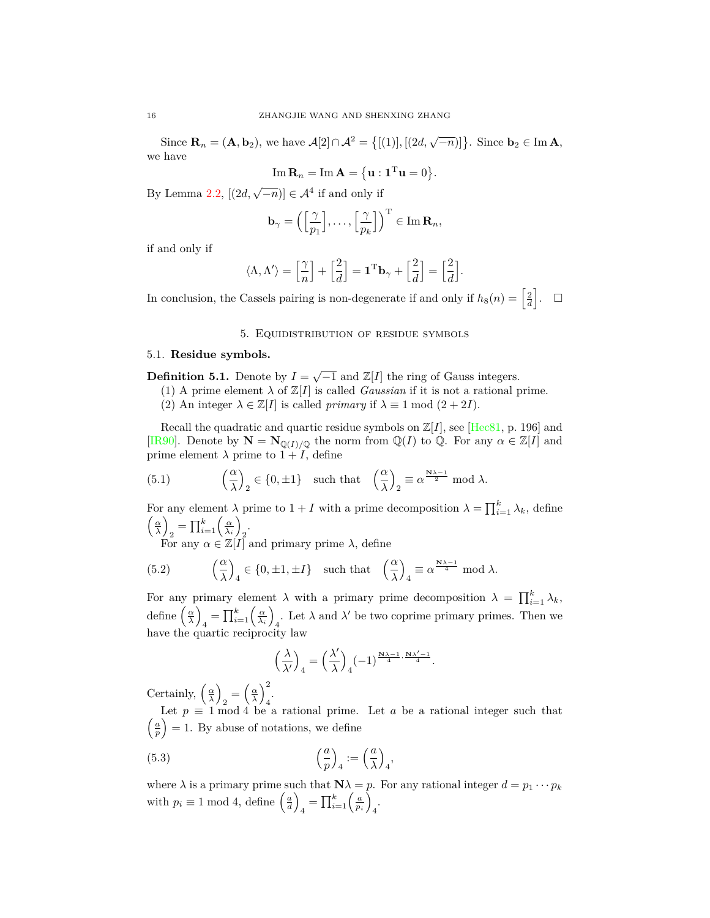Since $\mathbf{R}_n = (\mathbf{A}, \mathbf{b}_2)$, we have $\mathcal{A}[2] \cap \mathcal{A}^2 = \{[(1)], [(2d, \sqrt{-n})]\}$. Since $\mathbf{b}_2 \in \operatorname{Im} \mathbf{A}$, we have

$$\operatorname{Im} \mathbf{R}_n = \operatorname{Im} \mathbf{A} = \{\mathbf{u} : \mathbf{1}^{\mathrm{T}} \mathbf{u} = 0\}.$$

By Lemma 2.2, $[(2d, \sqrt{-n})] \in \mathcal{A}^4$ if and only if

$$\mathbf{b}_\gamma = \Big( \Big[\frac{\gamma}{p_1}\Big], \dots, \Big[\frac{\gamma}{p_k}\Big] \Big)^{\mathrm{T}} \in \operatorname{Im} \mathbf{R}_n,$$

if and only if

$$\langle \Lambda, \Lambda' \rangle = \Big[\frac{\gamma}{n}\Big] + \Big[\frac{2}{d}\Big] = \mathbf{1}^{\mathrm{T}} \mathbf{b}_\gamma + \Big[\frac{2}{d}\Big] = \Big[\frac{2}{d}\Big].$$

In conclusion, the Cassels pairing is non-degenerate if and only if $h_8(n) = \Big[\frac{2}{d}\Big]$. $\square$

## 5. Equidistribution of residue symbols

### 5.1. Residue symbols.

**Definition 5.1.** Denote by $I = \sqrt{-1}$ and $\mathbb{Z}[I]$ the ring of Gauss integers.

(1) A prime element $\lambda$ of $\mathbb{Z}[I]$ is called *Gaussian* if it is not a rational prime.

(2) An integer $\lambda \in \mathbb{Z}[I]$ is called *primary* if $\lambda \equiv 1 \bmod (2 + 2I)$.

Recall the quadratic and quartic residue symbols on $\mathbb{Z}[I]$, see [Hec81, p. 196] and [IR90]. Denote by $\mathbf{N} = \mathbf{N}_{\mathbb{Q}(I)/\mathbb{Q}}$ the norm from $\mathbb{Q}(I)$ to $\mathbb{Q}$. For any $\alpha \in \mathbb{Z}[I]$ and prime element $\lambda$ prime to $1 + I$, define

$$\Big(\frac{\alpha}{\lambda}\Big)_2 \in \{0, \pm 1\} \quad \text{such that} \quad \Big(\frac{\alpha}{\lambda}\Big)_2 \equiv \alpha^{\frac{\mathbf{N}\lambda - 1}{2}} \bmod \lambda. \tag{5.1}$$

For any element $\lambda$ prime to $1 + I$ with a prime decomposition $\lambda = \prod_{i=1}^k \lambda_k$, define $\Big(\frac{\alpha}{\lambda}\Big)_2 = \prod_{i=1}^k \Big(\frac{\alpha}{\lambda_i}\Big)_2$.

For any $\alpha \in \mathbb{Z}[I]$ and primary prime $\lambda$, define

$$\Big(\frac{\alpha}{\lambda}\Big)_4 \in \{0, \pm 1, \pm I\} \quad \text{such that} \quad \Big(\frac{\alpha}{\lambda}\Big)_4 \equiv \alpha^{\frac{\mathbf{N}\lambda - 1}{4}} \bmod \lambda. \tag{5.2}$$

For any primary element $\lambda$ with a primary prime decomposition $\lambda = \prod_{i=1}^k \lambda_k$, define $\Big(\frac{\alpha}{\lambda}\Big)_4 = \prod_{i=1}^k \Big(\frac{\alpha}{\lambda_i}\Big)_4$. Let $\lambda$ and $\lambda'$ be two coprime primary primes. Then we have the quartic reciprocity law

$$\Big(\frac{\lambda}{\lambda'}\Big)_4 = \Big(\frac{\lambda'}{\lambda}\Big)_4 (-1)^{\frac{\mathbf{N}\lambda - 1}{4} \cdot \frac{\mathbf{N}\lambda' - 1}{4}}.$$

Certainly, $\Big(\frac{\alpha}{\lambda}\Big)_2 = \Big(\frac{\alpha}{\lambda}\Big)_4^2$.

Let $p \equiv 1 \bmod 4$ be a rational prime. Let $a$ be a rational integer such that $\Big(\frac{a}{p}\Big) = 1$. By abuse of notations, we define

$$\Big(\frac{a}{p}\Big)_4 := \Big(\frac{a}{\lambda}\Big)_4, \tag{5.3}$$

where $\lambda$ is a primary prime such that $\mathbf{N}\lambda = p$. For any rational integer $d = p_1 \cdots p_k$ with $p_i \equiv 1 \bmod 4$, define $\Big(\frac{a}{d}\Big)_4 = \prod_{i=1}^k \Big(\frac{a}{p_i}\Big)_4$.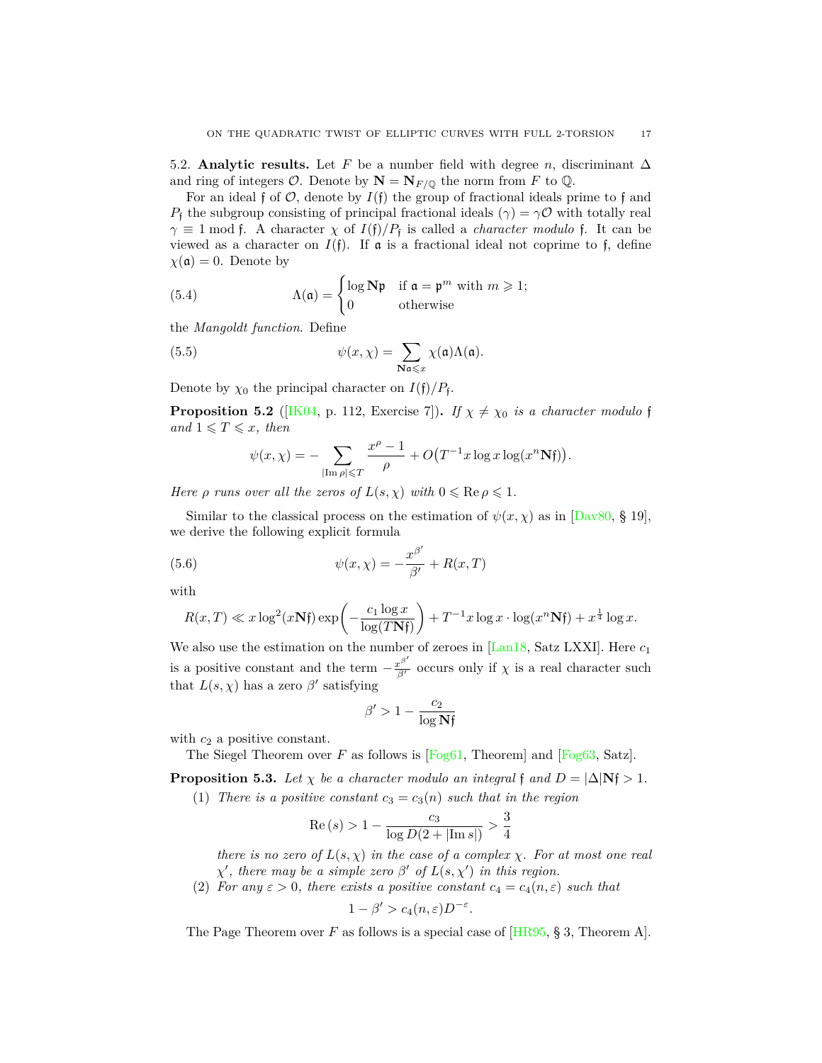5.2. **Analytic results.** Let $F$ be a number field with degree $n$, discriminant $\Delta$ and ring of integers $\mathcal{O}$. Denote by $\mathbf{N} = \mathbf{N}_{F/\mathbb{Q}}$ the norm from $F$ to $\mathbb{Q}$.

For an ideal $\mathfrak{f}$ of $\mathcal{O}$, denote by $I(\mathfrak{f})$ the group of fractional ideals prime to $\mathfrak{f}$ and $P_{\mathfrak{f}}$ the subgroup consisting of principal fractional ideals $(\gamma) = \gamma\mathcal{O}$ with totally real $\gamma \equiv 1 \bmod \mathfrak{f}$. A character $\chi$ of $I(\mathfrak{f})/P_{\mathfrak{f}}$ is called a *character modulo* $\mathfrak{f}$. It can be viewed as a character on $I(\mathfrak{f})$. If $\mathfrak{a}$ is a fractional ideal not coprime to $\mathfrak{f}$, define $\chi(\mathfrak{a}) = 0$. Denote by

$$\Lambda(\mathfrak{a}) = \begin{cases} \log \mathbf{N}\mathfrak{p} & \text{if } \mathfrak{a} = \mathfrak{p}^m \text{ with } m \geqslant 1; \\ 0 & \text{otherwise} \end{cases} \tag{5.4}$$

the *Mangoldt function*. Define

$$\psi(x, \chi) = \sum_{\mathbf{N}\mathfrak{a} \leqslant x} \chi(\mathfrak{a})\Lambda(\mathfrak{a}). \tag{5.5}$$

Denote by $\chi_0$ the principal character on $I(\mathfrak{f})/P_{\mathfrak{f}}$.

**Proposition 5.2** ([IK04, p. 112, Exercise 7])**.** *If $\chi \neq \chi_0$ is a character modulo $\mathfrak{f}$ and $1 \leqslant T \leqslant x$, then*

$$\psi(x, \chi) = -\sum_{|\mathrm{Im}\,\rho| \leqslant T} \frac{x^\rho - 1}{\rho} + O\big(T^{-1} x \log x \log(x^n \mathbf{N}\mathfrak{f})\big).$$

*Here $\rho$ runs over all the zeros of $L(s, \chi)$ with $0 \leqslant \mathrm{Re}\,\rho \leqslant 1$.*

Similar to the classical process on the estimation of $\psi(x, \chi)$ as in [Dav80, § 19], we derive the following explicit formula

$$\psi(x, \chi) = -\frac{x^{\beta'}}{\beta'} + R(x, T) \tag{5.6}$$

with

$$R(x, T) \ll x \log^2(x\mathbf{N}\mathfrak{f}) \exp\left(-\frac{c_1 \log x}{\log(T\mathbf{N}\mathfrak{f})}\right) + T^{-1} x \log x \cdot \log(x^n \mathbf{N}\mathfrak{f}) + x^{\frac{1}{4}} \log x.$$

We also use the estimation on the number of zeroes in [Lan18, Satz LXXI]. Here $c_1$ is a positive constant and the term $-\frac{x^{\beta'}}{\beta'}$ occurs only if $\chi$ is a real character such that $L(s, \chi)$ has a zero $\beta'$ satisfying

$$\beta' > 1 - \frac{c_2}{\log \mathbf{N}\mathfrak{f}}$$

with $c_2$ a positive constant.

The Siegel Theorem over $F$ as follows is [Fog61, Theorem] and [Fog63, Satz].

**Proposition 5.3.** *Let $\chi$ be a character modulo an integral $\mathfrak{f}$ and $D = |\Delta|\mathbf{N}\mathfrak{f} > 1$.*

1. *There is a positive constant $c_3 = c_3(n)$ such that in the region*
$$\mathrm{Re}\,(s) > 1 - \frac{c_3}{\log D(2 + |\mathrm{Im}\, s|)} > \frac{3}{4}$$
*there is no zero of $L(s, \chi)$ in the case of a complex $\chi$. For at most one real $\chi'$, there may be a simple zero $\beta'$ of $L(s, \chi')$ in this region.*
2. *For any $\varepsilon > 0$, there exists a positive constant $c_4 = c_4(n, \varepsilon)$ such that*
$$1 - \beta' > c_4(n, \varepsilon) D^{-\varepsilon}.$$

The Page Theorem over $F$ as follows is a special case of [HR95, § 3, Theorem A].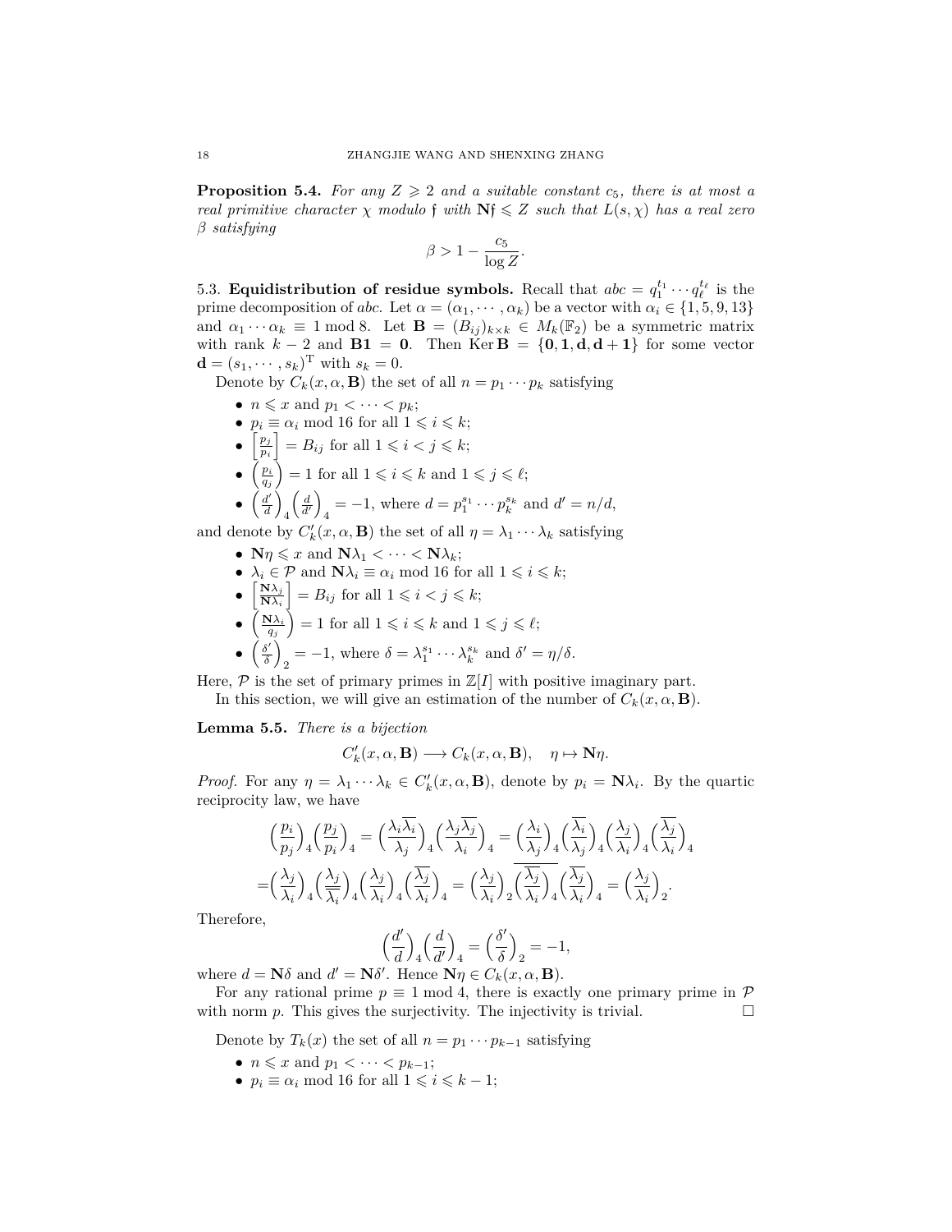**Proposition 5.4.** *For any $Z \geqslant 2$ and a suitable constant $c_5$, there is at most a real primitive character $\chi$ modulo $\mathfrak{f}$ with $\mathbf{N}\mathfrak{f} \leqslant Z$ such that $L(s, \chi)$ has a real zero $\beta$ satisfying*

$$\beta > 1 - \frac{c_5}{\log Z}.$$

5.3. **Equidistribution of residue symbols.** Recall that $abc = q_1^{t_1} \cdots q_\ell^{t_\ell}$ is the prime decomposition of $abc$. Let $\alpha = (\alpha_1, \cdots, \alpha_k)$ be a vector with $\alpha_i \in \{1, 5, 9, 13\}$ and $\alpha_1 \cdots \alpha_k \equiv 1 \bmod 8$. Let $\mathbf{B} = (B_{ij})_{k \times k} \in M_k(\mathbb{F}_2)$ be a symmetric matrix with rank $k-2$ and $\mathbf{B}\mathbf{1} = \mathbf{0}$. Then $\operatorname{Ker} \mathbf{B} = \{\mathbf{0}, \mathbf{1}, \mathbf{d}, \mathbf{d} + \mathbf{1}\}$ for some vector $\mathbf{d} = (s_1, \cdots, s_k)^{\mathrm{T}}$ with $s_k = 0$.

Denote by $C_k(x, \alpha, \mathbf{B})$ the set of all $n = p_1 \cdots p_k$ satisfying

- $n \leqslant x$ and $p_1 < \cdots < p_k$;
- $p_i \equiv \alpha_i \bmod 16$ for all $1 \leqslant i \leqslant k$;
- $\left[\frac{p_j}{p_i}\right] = B_{ij}$ for all $1 \leqslant i < j \leqslant k$;
- $\left(\frac{p_i}{q_j}\right) = 1$ for all $1 \leqslant i \leqslant k$ and $1 \leqslant j \leqslant \ell$;
- $\left(\frac{d'}{d}\right)_4 \left(\frac{d}{d'}\right)_4 = -1$, where $d = p_1^{s_1} \cdots p_k^{s_k}$ and $d' = n/d$,

and denote by $C_k'(x, \alpha, \mathbf{B})$ the set of all $\eta = \lambda_1 \cdots \lambda_k$ satisfying

- $\mathbf{N}\eta \leqslant x$ and $\mathbf{N}\lambda_1 < \cdots < \mathbf{N}\lambda_k$;
- $\lambda_i \in \mathcal{P}$ and $\mathbf{N}\lambda_i \equiv \alpha_i \bmod 16$ for all $1 \leqslant i \leqslant k$;
- $\left[\frac{\mathbf{N}\lambda_j}{\mathbf{N}\lambda_i}\right] = B_{ij}$ for all $1 \leqslant i < j \leqslant k$;
- $\left(\frac{\mathbf{N}\lambda_i}{q_j}\right) = 1$ for all $1 \leqslant i \leqslant k$ and $1 \leqslant j \leqslant \ell$;
- $\left(\frac{\delta'}{\delta}\right)_2 = -1$, where $\delta = \lambda_1^{s_1} \cdots \lambda_k^{s_k}$ and $\delta' = \eta/\delta$.

Here, $\mathcal{P}$ is the set of primary primes in $\mathbb{Z}[I]$ with positive imaginary part.

In this section, we will give an estimation of the number of $C_k(x, \alpha, \mathbf{B})$.

**Lemma 5.5.** *There is a bijection*

$$C_k'(x, \alpha, \mathbf{B}) \longrightarrow C_k(x, \alpha, \mathbf{B}), \quad \eta \mapsto \mathbf{N}\eta.$$

*Proof.* For any $\eta = \lambda_1 \cdots \lambda_k \in C_k'(x, \alpha, \mathbf{B})$, denote by $p_i = \mathbf{N}\lambda_i$. By the quartic reciprocity law, we have

$$\begin{aligned}
\Big(\frac{p_i}{p_j}\Big)_4 \Big(\frac{p_j}{p_i}\Big)_4 &= \Big(\frac{\lambda_i \overline{\lambda_i}}{\lambda_j}\Big)_4 \Big(\frac{\lambda_j \overline{\lambda_j}}{\lambda_i}\Big)_4 = \Big(\frac{\lambda_i}{\lambda_j}\Big)_4 \Big(\frac{\overline{\lambda_i}}{\lambda_j}\Big)_4 \Big(\frac{\lambda_j}{\lambda_i}\Big)_4 \Big(\frac{\overline{\lambda_j}}{\lambda_i}\Big)_4 \\
&= \Big(\frac{\lambda_j}{\lambda_i}\Big)_4 \Big(\frac{\lambda_j}{\overline{\overline{\lambda_i}}}\Big)_4 \Big(\frac{\lambda_j}{\lambda_i}\Big)_4 \Big(\frac{\overline{\lambda_j}}{\lambda_i}\Big)_4 = \Big(\frac{\lambda_j}{\lambda_i}\Big)_2 \overline{\Big(\frac{\overline{\lambda_j}}{\lambda_i}\Big)_4} \Big(\frac{\overline{\lambda_j}}{\lambda_i}\Big)_4 = \Big(\frac{\lambda_j}{\lambda_i}\Big)_2.
\end{aligned}$$

Therefore,

$$\Big(\frac{d'}{d}\Big)_4 \Big(\frac{d}{d'}\Big)_4 = \Big(\frac{\delta'}{\delta}\Big)_2 = -1,$$

where $d = \mathbf{N}\delta$ and $d' = \mathbf{N}\delta'$. Hence $\mathbf{N}\eta \in C_k(x, \alpha, \mathbf{B})$.

For any rational prime $p \equiv 1 \bmod 4$, there is exactly one primary prime in $\mathcal{P}$ with norm $p$. This gives the surjectivity. The injectivity is trivial. $\square$

Denote by $T_k(x)$ the set of all $n = p_1 \cdots p_{k-1}$ satisfying

- $n \leqslant x$ and $p_1 < \cdots < p_{k-1}$;
- $p_i \equiv \alpha_i \bmod 16$ for all $1 \leqslant i \leqslant k-1$;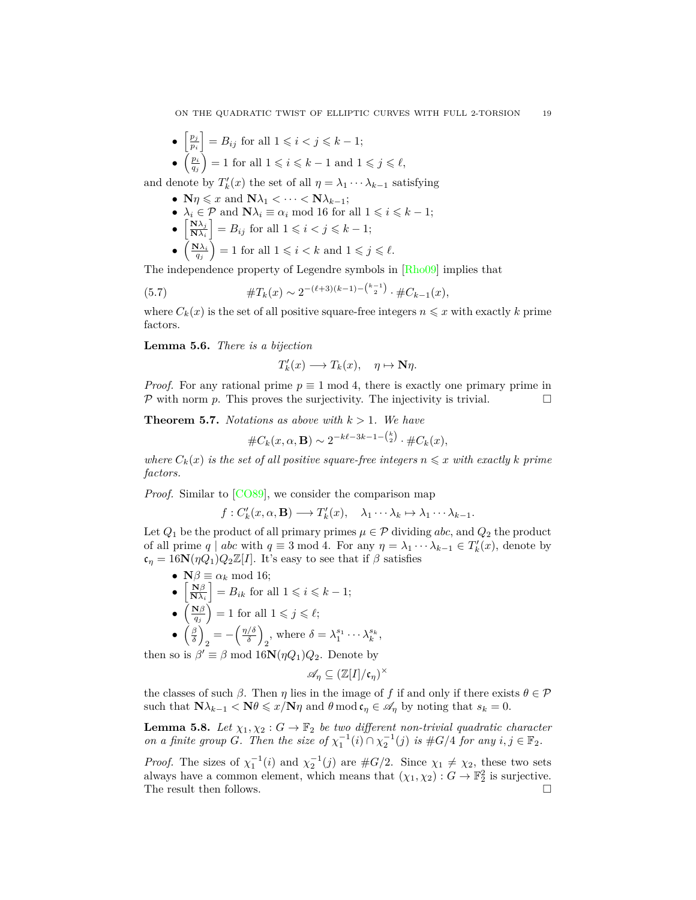- $\left[\frac{p_j}{p_i}\right] = B_{ij}$ for all $1 \leqslant i < j \leqslant k-1$;
- $\left(\frac{p_i}{q_j}\right) = 1$ for all $1 \leqslant i \leqslant k-1$ and $1 \leqslant j \leqslant \ell$,

and denote by $T'_k(x)$ the set of all $\eta = \lambda_1 \cdots \lambda_{k-1}$ satisfying

- $\mathbf{N}\eta \leqslant x$ and $\mathbf{N}\lambda_1 < \cdots < \mathbf{N}\lambda_{k-1}$;
- $\lambda_i \in \mathcal{P}$ and $\mathbf{N}\lambda_i \equiv \alpha_i \bmod 16$ for all $1 \leqslant i \leqslant k-1$;
- $\left[\frac{\mathbf{N}\lambda_j}{\mathbf{N}\lambda_i}\right] = B_{ij}$ for all $1 \leqslant i < j \leqslant k-1$;
- $\left(\frac{\mathbf{N}\lambda_i}{q_j}\right) = 1$ for all $1 \leqslant i < k$ and $1 \leqslant j \leqslant \ell$.

The independence property of Legendre symbols in [Rho09] implies that

$$\#T_k(x) \sim 2^{-(\ell+3)(k-1)-\binom{k-1}{2}} \cdot \#C_{k-1}(x), \tag{5.7}$$

where $C_k(x)$ is the set of all positive square-free integers $n \leqslant x$ with exactly $k$ prime factors.

**Lemma 5.6.** *There is a bijection*

$$T'_k(x) \longrightarrow T_k(x), \quad \eta \mapsto \mathbf{N}\eta.$$

*Proof.* For any rational prime $p \equiv 1 \bmod 4$, there is exactly one primary prime in $\mathcal{P}$ with norm $p$. This proves the surjectivity. The injectivity is trivial. $\square$

**Theorem 5.7.** *Notations as above with $k > 1$. We have*

$$\#C_k(x, \alpha, \mathbf{B}) \sim 2^{-k\ell-3k-1-\binom{k}{2}} \cdot \#C_k(x),$$

*where $C_k(x)$ is the set of all positive square-free integers $n \leqslant x$ with exactly $k$ prime factors.*

*Proof.* Similar to [CO89], we consider the comparison map

$$f : C'_k(x, \alpha, \mathbf{B}) \longrightarrow T'_k(x), \quad \lambda_1 \cdots \lambda_k \mapsto \lambda_1 \cdots \lambda_{k-1}.$$

Let $Q_1$ be the product of all primary primes $\mu \in \mathcal{P}$ dividing $abc$, and $Q_2$ the product of all prime $q \mid abc$ with $q \equiv 3 \bmod 4$. For any $\eta = \lambda_1 \cdots \lambda_{k-1} \in T'_k(x)$, denote by $\mathfrak{c}_\eta = 16\mathbf{N}(\eta Q_1)Q_2\mathbb{Z}[I]$. It's easy to see that if $\beta$ satisfies

- $\mathbf{N}\beta \equiv \alpha_k \bmod 16$;
- $\left[\frac{\mathbf{N}\beta}{\mathbf{N}\lambda_i}\right] = B_{ik}$ for all $1 \leqslant i \leqslant k-1$;
- $\left(\frac{\mathbf{N}\beta}{q_j}\right) = 1$ for all $1 \leqslant j \leqslant \ell$;
- $\left(\frac{\beta}{\delta}\right)_2 = -\left(\frac{\eta/\delta}{\delta}\right)_2$, where $\delta = \lambda_1^{s_1} \cdots \lambda_k^{s_k}$,

then so is $\beta' \equiv \beta \bmod 16\mathbf{N}(\eta Q_1)Q_2$. Denote by

$$\mathscr{A}_\eta \subseteq (\mathbb{Z}[I]/\mathfrak{c}_\eta)^\times$$

the classes of such $\beta$. Then $\eta$ lies in the image of $f$ if and only if there exists $\theta \in \mathcal{P}$ such that $\mathbf{N}\lambda_{k-1} < \mathbf{N}\theta \leqslant x/\mathbf{N}\eta$ and $\theta \bmod \mathfrak{c}_\eta \in \mathscr{A}_\eta$ by noting that $s_k = 0$.

**Lemma 5.8.** *Let $\chi_1, \chi_2 : G \to \mathbb{F}_2$ be two different non-trivial quadratic character on a finite group $G$. Then the size of $\chi_1^{-1}(i) \cap \chi_2^{-1}(j)$ is $\#G/4$ for any $i, j \in \mathbb{F}_2$.*

*Proof.* The sizes of $\chi_1^{-1}(i)$ and $\chi_2^{-1}(j)$ are $\#G/2$. Since $\chi_1 \neq \chi_2$, these two sets always have a common element, which means that $(\chi_1, \chi_2) : G \to \mathbb{F}_2^2$ is surjective. The result then follows. $\square$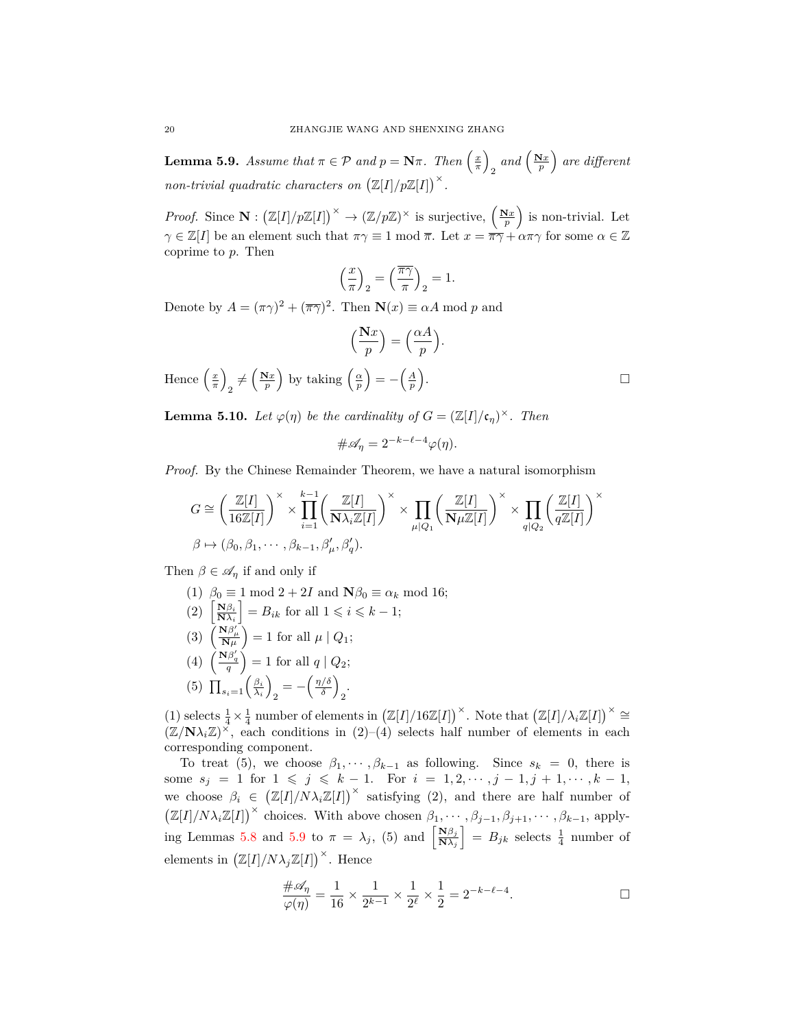**Lemma 5.9.** *Assume that $\pi \in \mathcal{P}$ and $p = \mathbf{N}\pi$. Then $\left(\frac{x}{\pi}\right)_2$ and $\left(\frac{\mathbf{N}x}{p}\right)$ are different non-trivial quadratic characters on $\left(\mathbb{Z}[I]/p\mathbb{Z}[I]\right)^\times$.*

*Proof.* Since $\mathbf{N} : \left(\mathbb{Z}[I]/p\mathbb{Z}[I]\right)^\times \to (\mathbb{Z}/p\mathbb{Z})^\times$ is surjective, $\left(\frac{\mathbf{N}x}{p}\right)$ is non-trivial. Let $\gamma \in \mathbb{Z}[I]$ be an element such that $\pi\gamma \equiv 1 \bmod \overline{\pi}$. Let $x = \overline{\pi\gamma} + \alpha\pi\gamma$ for some $\alpha \in \mathbb{Z}$ coprime to $p$. Then

$$\left(\frac{x}{\pi}\right)_2 = \left(\frac{\overline{\pi\gamma}}{\pi}\right)_2 = 1.$$

Denote by $A = (\pi\gamma)^2 + (\overline{\pi\gamma})^2$. Then $\mathbf{N}(x) \equiv \alpha A \bmod p$ and

$$\left(\frac{\mathbf{N}x}{p}\right) = \left(\frac{\alpha A}{p}\right).$$

Hence $\left(\frac{x}{\pi}\right)_2 \neq \left(\frac{\mathbf{N}x}{p}\right)$ by taking $\left(\frac{\alpha}{p}\right) = -\left(\frac{A}{p}\right)$. $\square$

**Lemma 5.10.** *Let $\varphi(\eta)$ be the cardinality of $G = (\mathbb{Z}[I]/\mathfrak{c}_\eta)^\times$. Then*

$$\#\mathscr{A}_\eta = 2^{-k-\ell-4}\varphi(\eta).$$

*Proof.* By the Chinese Remainder Theorem, we have a natural isomorphism

$$G \cong \left(\frac{\mathbb{Z}[I]}{16\mathbb{Z}[I]}\right)^\times \times \prod_{i=1}^{k-1}\left(\frac{\mathbb{Z}[I]}{\mathbf{N}\lambda_i\mathbb{Z}[I]}\right)^\times \times \prod_{\mu \mid Q_1}\left(\frac{\mathbb{Z}[I]}{\mathbf{N}\mu\mathbb{Z}[I]}\right)^\times \times \prod_{q \mid Q_2}\left(\frac{\mathbb{Z}[I]}{q\mathbb{Z}[I]}\right)^\times$$
$$\beta \mapsto (\beta_0, \beta_1, \cdots, \beta_{k-1}, \beta'_\mu, \beta'_q).$$

Then $\beta \in \mathscr{A}_\eta$ if and only if

(1) $\beta_0 \equiv 1 \bmod 2+2I$ and $\mathbf{N}\beta_0 \equiv \alpha_k \bmod 16$;
(2) $\left[\frac{\mathbf{N}\beta_i}{\mathbf{N}\lambda_i}\right] = B_{ik}$ for all $1 \leqslant i \leqslant k-1$;
(3) $\left(\frac{\mathbf{N}\beta'_\mu}{\mathbf{N}\mu}\right) = 1$ for all $\mu \mid Q_1$;
(4) $\left(\frac{\mathbf{N}\beta'_q}{q}\right) = 1$ for all $q \mid Q_2$;
(5) $\prod_{s_i=1}\left(\frac{\beta_i}{\lambda_i}\right)_2 = -\left(\frac{\eta/\delta}{\delta}\right)_2$.

(1) selects $\frac{1}{4} \times \frac{1}{4}$ number of elements in $\left(\mathbb{Z}[I]/16\mathbb{Z}[I]\right)^\times$. Note that $\left(\mathbb{Z}[I]/\lambda_i\mathbb{Z}[I]\right)^\times \cong (\mathbb{Z}/\mathbf{N}\lambda_i\mathbb{Z})^\times$, each conditions in (2)–(4) selects half number of elements in each corresponding component.

To treat (5), we choose $\beta_1, \cdots, \beta_{k-1}$ as following. Since $s_k = 0$, there is some $s_j = 1$ for $1 \leqslant j \leqslant k-1$. For $i = 1, 2, \cdots, j-1, j+1, \cdots, k-1$, we choose $\beta_i \in \left(\mathbb{Z}[I]/N\lambda_i\mathbb{Z}[I]\right)^\times$ satisfying (2), and there are half number of $\left(\mathbb{Z}[I]/N\lambda_i\mathbb{Z}[I]\right)^\times$ choices. With above chosen $\beta_1, \cdots, \beta_{j-1}, \beta_{j+1}, \cdots, \beta_{k-1}$, applying Lemmas 5.8 and 5.9 to $\pi = \lambda_j$, (5) and $\left[\frac{\mathbf{N}\beta_j}{\mathbf{N}\lambda_j}\right] = B_{jk}$ selects $\frac{1}{4}$ number of elements in $\left(\mathbb{Z}[I]/N\lambda_j\mathbb{Z}[I]\right)^\times$. Hence

$$\frac{\#\mathscr{A}_\eta}{\varphi(\eta)} = \frac{1}{16} \times \frac{1}{2^{k-1}} \times \frac{1}{2^\ell} \times \frac{1}{2} = 2^{-k-\ell-4}.$$ $\square$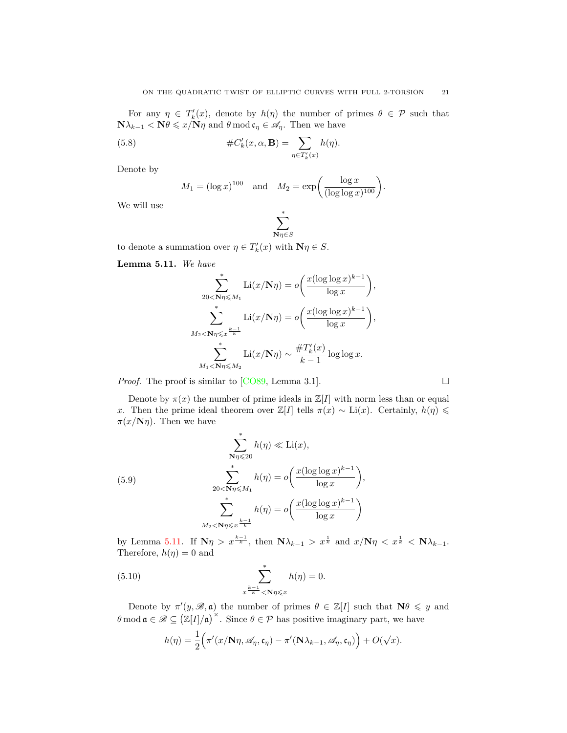For any $\eta \in T_k'(x)$, denote by $h(\eta)$ the number of primes $\theta \in \mathcal{P}$ such that $\mathbf{N}\lambda_{k-1} < \mathbf{N}\theta \leqslant x/\mathbf{N}\eta$ and $\theta \bmod \mathfrak{c}_\eta \in \mathscr{A}_\eta$. Then we have

$$\#C_k'(x,\alpha,\mathbf{B}) = \sum_{\eta \in T_k'(x)} h(\eta). \tag{5.8}$$

Denote by

$$M_1 = (\log x)^{100} \quad \text{and} \quad M_2 = \exp\bigg(\frac{\log x}{(\log\log x)^{100}}\bigg).$$

We will use

$$\sum_{\mathbf{N}\eta \in S}^{*}$$

to denote a summation over $\eta \in T_k'(x)$ with $\mathbf{N}\eta \in S$.

**Lemma 5.11.** *We have*

$$\sum_{20 < \mathbf{N}\eta \leqslant M_1}^{*} \mathrm{Li}(x/\mathbf{N}\eta) = o\bigg(\frac{x(\log\log x)^{k-1}}{\log x}\bigg),$$

$$\sum_{M_2 < \mathbf{N}\eta \leqslant x^{\frac{k-1}{k}}}^{*} \mathrm{Li}(x/\mathbf{N}\eta) = o\bigg(\frac{x(\log\log x)^{k-1}}{\log x}\bigg),$$

$$\sum_{M_1 < \mathbf{N}\eta \leqslant M_2}^{*} \mathrm{Li}(x/\mathbf{N}\eta) \sim \frac{\#T_k'(x)}{k-1}\log\log x.$$

*Proof.* The proof is similar to [CO89, Lemma 3.1]. □

Denote by $\pi(x)$ the number of prime ideals in $\mathbb{Z}[I]$ with norm less than or equal $x$. Then the prime ideal theorem over $\mathbb{Z}[I]$ tells $\pi(x) \sim \mathrm{Li}(x)$. Certainly, $h(\eta) \leqslant \pi(x/\mathbf{N}\eta)$. Then we have

$$\begin{aligned}
&\sum_{\mathbf{N}\eta \leqslant 20}^{*} h(\eta) \ll \mathrm{Li}(x),\\
&\sum_{20 < \mathbf{N}\eta \leqslant M_1}^{*} h(\eta) = o\bigg(\frac{x(\log\log x)^{k-1}}{\log x}\bigg),\\
&\sum_{M_2 < \mathbf{N}\eta \leqslant x^{\frac{k-1}{k}}}^{*} h(\eta) = o\bigg(\frac{x(\log\log x)^{k-1}}{\log x}\bigg)
\end{aligned} \tag{5.9}$$

by Lemma 5.11. If $\mathbf{N}\eta > x^{\frac{k-1}{k}}$, then $\mathbf{N}\lambda_{k-1} > x^{\frac{1}{k}}$ and $x/\mathbf{N}\eta < x^{\frac{1}{k}} < \mathbf{N}\lambda_{k-1}$. Therefore, $h(\eta) = 0$ and

$$\sum_{x^{\frac{k-1}{k}} < \mathbf{N}\eta \leqslant x}^{*} h(\eta) = 0. \tag{5.10}$$

Denote by $\pi'(y,\mathscr{B},\mathfrak{a})$ the number of primes $\theta \in \mathbb{Z}[I]$ such that $\mathbf{N}\theta \leqslant y$ and $\theta \bmod \mathfrak{a} \in \mathscr{B} \subseteq \big(\mathbb{Z}[I]/\mathfrak{a}\big)^\times$. Since $\theta \in \mathcal{P}$ has positive imaginary part, we have

$$h(\eta) = \frac{1}{2}\Big(\pi'(x/\mathbf{N}\eta,\mathscr{A}_\eta,\mathfrak{c}_\eta) - \pi'(\mathbf{N}\lambda_{k-1},\mathscr{A}_\eta,\mathfrak{c}_\eta)\Big) + O(\sqrt{x}).$$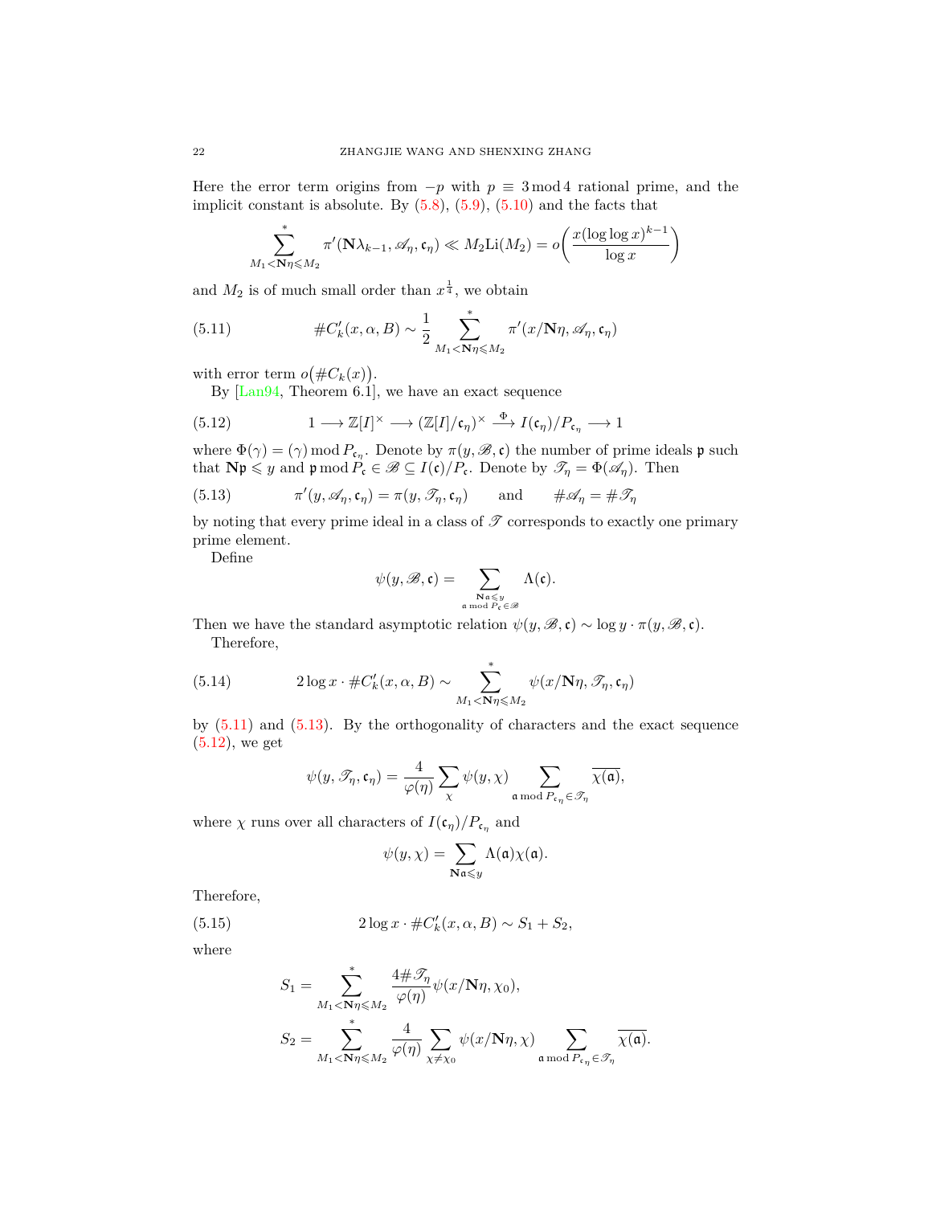Here the error term origins from $-p$ with $p \equiv 3 \bmod 4$ rational prime, and the implicit constant is absolute. By (5.8), (5.9), (5.10) and the facts that

$$\sum_{M_1 < \mathbf{N}\eta \leqslant M_2}^{*} \pi'(\mathbf{N}\lambda_{k-1}, \mathscr{A}_\eta, \mathfrak{c}_\eta) \ll M_2 \mathrm{Li}(M_2) = o\left(\frac{x(\log\log x)^{k-1}}{\log x}\right)$$

and $M_2$ is of much small order than $x^{\frac{1}{4}}$, we obtain

$$\#C_k'(x, \alpha, B) \sim \frac{1}{2} \sum_{M_1 < \mathbf{N}\eta \leqslant M_2}^{*} \pi'(x/\mathbf{N}\eta, \mathscr{A}_\eta, \mathfrak{c}_\eta) \tag{5.11}$$

with error term $o\big(\#C_k(x)\big)$.

By [Lan94, Theorem 6.1], we have an exact sequence

$$1 \longrightarrow \mathbb{Z}[I]^\times \longrightarrow (\mathbb{Z}[I]/\mathfrak{c}_\eta)^\times \xrightarrow{\ \Phi\ } I(\mathfrak{c}_\eta)/P_{\mathfrak{c}_\eta} \longrightarrow 1 \tag{5.12}$$

where $\Phi(\gamma) = (\gamma) \bmod P_{\mathfrak{c}_\eta}$. Denote by $\pi(y, \mathscr{B}, \mathfrak{c})$ the number of prime ideals $\mathfrak{p}$ such that $\mathbf{N}\mathfrak{p} \leqslant y$ and $\mathfrak{p} \bmod P_\mathfrak{c} \in \mathscr{B} \subseteq I(\mathfrak{c})/P_\mathfrak{c}$. Denote by $\mathscr{T}_\eta = \Phi(\mathscr{A}_\eta)$. Then

$$\pi'(y, \mathscr{A}_\eta, \mathfrak{c}_\eta) = \pi(y, \mathscr{T}_\eta, \mathfrak{c}_\eta) \qquad \text{and} \qquad \#\mathscr{A}_\eta = \#\mathscr{T}_\eta \tag{5.13}$$

by noting that every prime ideal in a class of $\mathscr{T}$ corresponds to exactly one primary prime element.

Define

$$\psi(y, \mathscr{B}, \mathfrak{c}) = \sum_{\substack{\mathbf{N}\mathfrak{a} \leqslant y \\ \mathfrak{a} \bmod P_\mathfrak{c} \in \mathscr{B}}} \Lambda(\mathfrak{c}).$$

Then we have the standard asymptotic relation $\psi(y, \mathscr{B}, \mathfrak{c}) \sim \log y \cdot \pi(y, \mathscr{B}, \mathfrak{c})$.

Therefore,

$$2 \log x \cdot \#C_k'(x, \alpha, B) \sim \sum_{M_1 < \mathbf{N}\eta \leqslant M_2}^{*} \psi(x/\mathbf{N}\eta, \mathscr{T}_\eta, \mathfrak{c}_\eta) \tag{5.14}$$

by (5.11) and (5.13). By the orthogonality of characters and the exact sequence (5.12), we get

$$\psi(y, \mathscr{T}_\eta, \mathfrak{c}_\eta) = \frac{4}{\varphi(\eta)} \sum_{\chi} \psi(y, \chi) \sum_{\mathfrak{a} \bmod P_{\mathfrak{c}_\eta} \in \mathscr{T}_\eta} \overline{\chi(\mathfrak{a})},$$

where $\chi$ runs over all characters of $I(\mathfrak{c}_\eta)/P_{\mathfrak{c}_\eta}$ and

$$\psi(y, \chi) = \sum_{\mathbf{N}\mathfrak{a} \leqslant y} \Lambda(\mathfrak{a}) \chi(\mathfrak{a}).$$

Therefore,

$$2 \log x \cdot \#C_k'(x, \alpha, B) \sim S_1 + S_2, \tag{5.15}$$

where

$$S_1 = \sum_{M_1 < \mathbf{N}\eta \leqslant M_2}^{*} \frac{4\#\mathscr{T}_\eta}{\varphi(\eta)} \psi(x/\mathbf{N}\eta, \chi_0),$$

$$S_2 = \sum_{M_1 < \mathbf{N}\eta \leqslant M_2}^{*} \frac{4}{\varphi(\eta)} \sum_{\chi \neq \chi_0} \psi(x/\mathbf{N}\eta, \chi) \sum_{\mathfrak{a} \bmod P_{\mathfrak{c}_\eta} \in \mathscr{T}_\eta} \overline{\chi(\mathfrak{a})}.$$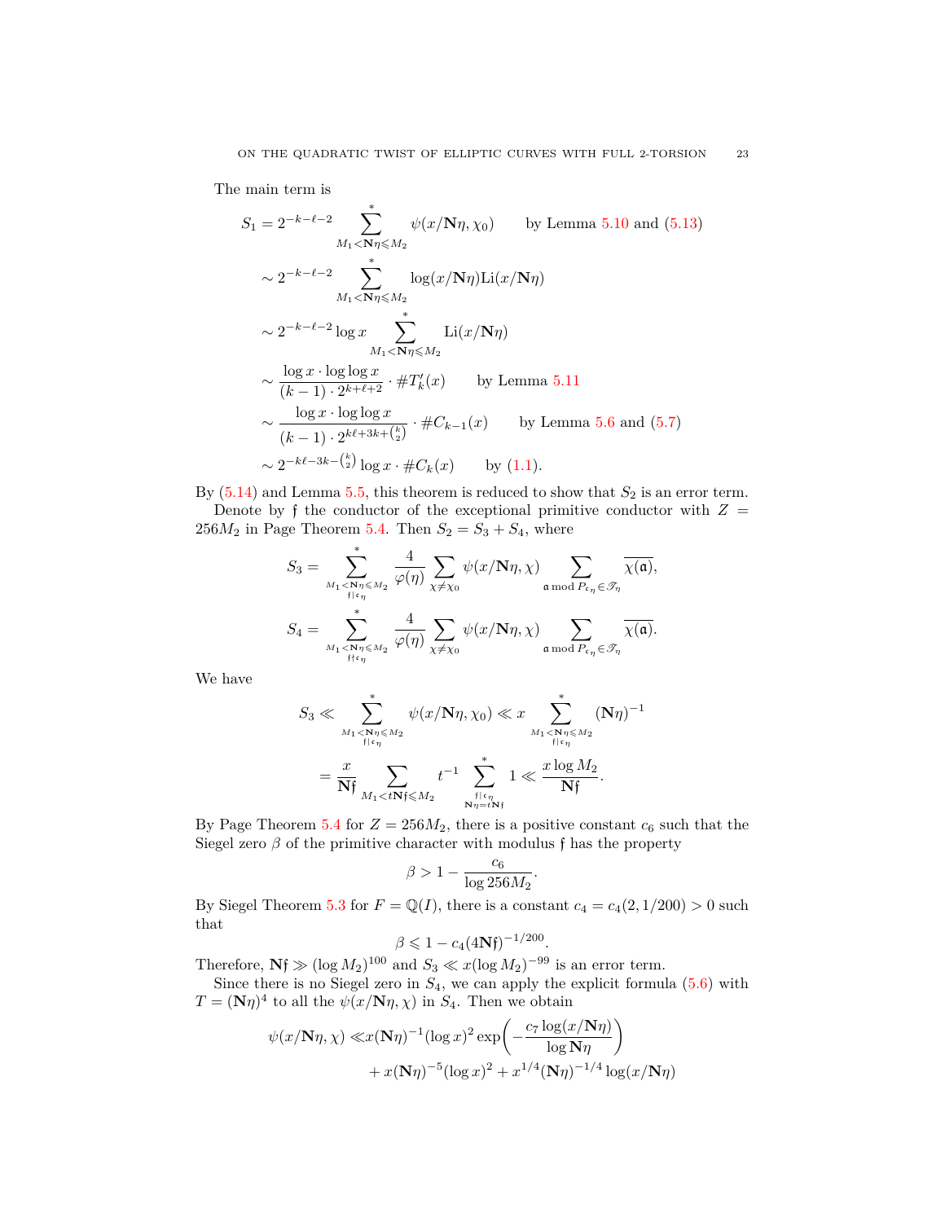The main term is

$$
\begin{aligned}
S_1 &= 2^{-k-\ell-2} \sideset{}{^*}\sum_{M_1 < \mathbf{N}\eta \leqslant M_2} \psi(x/\mathbf{N}\eta, \chi_0) \qquad \text{by Lemma 5.10 and (5.13)} \\
&\sim 2^{-k-\ell-2} \sideset{}{^*}\sum_{M_1 < \mathbf{N}\eta \leqslant M_2} \log(x/\mathbf{N}\eta) \mathrm{Li}(x/\mathbf{N}\eta) \\
&\sim 2^{-k-\ell-2} \log x \sideset{}{^*}\sum_{M_1 < \mathbf{N}\eta \leqslant M_2} \mathrm{Li}(x/\mathbf{N}\eta) \\
&\sim \frac{\log x \cdot \log\log x}{(k-1)\cdot 2^{k+\ell+2}} \cdot \# T_k'(x) \qquad \text{by Lemma 5.11} \\
&\sim \frac{\log x \cdot \log\log x}{(k-1)\cdot 2^{k\ell+3k+\binom{k}{2}}} \cdot \# C_{k-1}(x) \qquad \text{by Lemma 5.6 and (5.7)} \\
&\sim 2^{-k\ell-3k-\binom{k}{2}} \log x \cdot \# C_k(x) \qquad \text{by (1.1).}
\end{aligned}
$$

By (5.14) and Lemma 5.5, this theorem is reduced to show that $S_2$ is an error term.

Denote by $\mathfrak{f}$ the conductor of the exceptional primitive conductor with $Z = 256M_2$ in Page Theorem 5.4. Then $S_2 = S_3 + S_4$, where

$$
S_3 = \sideset{}{^*}\sum_{\substack{M_1 < \mathbf{N}\eta \leqslant M_2 \\ \mathfrak{f} \mid \epsilon_\eta}} \frac{4}{\varphi(\eta)} \sum_{\chi \neq \chi_0} \psi(x/\mathbf{N}\eta, \chi) \sum_{\mathfrak{a} \bmod P_{\epsilon_\eta} \in \mathscr{T}_\eta} \overline{\chi(\mathfrak{a})},
$$

$$
S_4 = \sideset{}{^*}\sum_{\substack{M_1 < \mathbf{N}\eta \leqslant M_2 \\ \mathfrak{f} \nmid \epsilon_\eta}} \frac{4}{\varphi(\eta)} \sum_{\chi \neq \chi_0} \psi(x/\mathbf{N}\eta, \chi) \sum_{\mathfrak{a} \bmod P_{\epsilon_\eta} \in \mathscr{T}_\eta} \overline{\chi(\mathfrak{a})}.
$$

We have

$$
\begin{aligned}
S_3 &\ll \sideset{}{^*}\sum_{\substack{M_1 < \mathbf{N}\eta \leqslant M_2 \\ \mathfrak{f} \mid \epsilon_\eta}} \psi(x/\mathbf{N}\eta, \chi_0) \ll x \sideset{}{^*}\sum_{\substack{M_1 < \mathbf{N}\eta \leqslant M_2 \\ \mathfrak{f} \mid \epsilon_\eta}} (\mathbf{N}\eta)^{-1} \\
&= \frac{x}{\mathbf{N}\mathfrak{f}} \sum_{M_1 < t\mathbf{N}\mathfrak{f} \leqslant M_2} t^{-1} \sideset{}{^*}\sum_{\substack{\mathfrak{f} \mid \epsilon_\eta \\ \mathbf{N}\eta = t\mathbf{N}\mathfrak{f}}} 1 \ll \frac{x \log M_2}{\mathbf{N}\mathfrak{f}}.
\end{aligned}
$$

By Page Theorem 5.4 for $Z = 256M_2$, there is a positive constant $c_6$ such that the Siegel zero $\beta$ of the primitive character with modulus $\mathfrak{f}$ has the property

$$
\beta > 1 - \frac{c_6}{\log 256M_2}.
$$

By Siegel Theorem 5.3 for $F = \mathbb{Q}(I)$, there is a constant $c_4 = c_4(2, 1/200) > 0$ such that

$$
\beta \leqslant 1 - c_4(4\mathbf{N}\mathfrak{f})^{-1/200}.
$$

Therefore, $\mathbf{N}\mathfrak{f} \gg (\log M_2)^{100}$ and $S_3 \ll x(\log M_2)^{-99}$ is an error term.

Since there is no Siegel zero in $S_4$, we can apply the explicit formula (5.6) with $T = (\mathbf{N}\eta)^4$ to all the $\psi(x/\mathbf{N}\eta, \chi)$ in $S_4$. Then we obtain

$$
\begin{aligned}
\psi(x/\mathbf{N}\eta, \chi) \ll & x(\mathbf{N}\eta)^{-1}(\log x)^2 \exp\left(-\frac{c_7 \log(x/\mathbf{N}\eta)}{\log \mathbf{N}\eta}\right) \\
& + x(\mathbf{N}\eta)^{-5}(\log x)^2 + x^{1/4}(\mathbf{N}\eta)^{-1/4}\log(x/\mathbf{N}\eta)
\end{aligned}
$$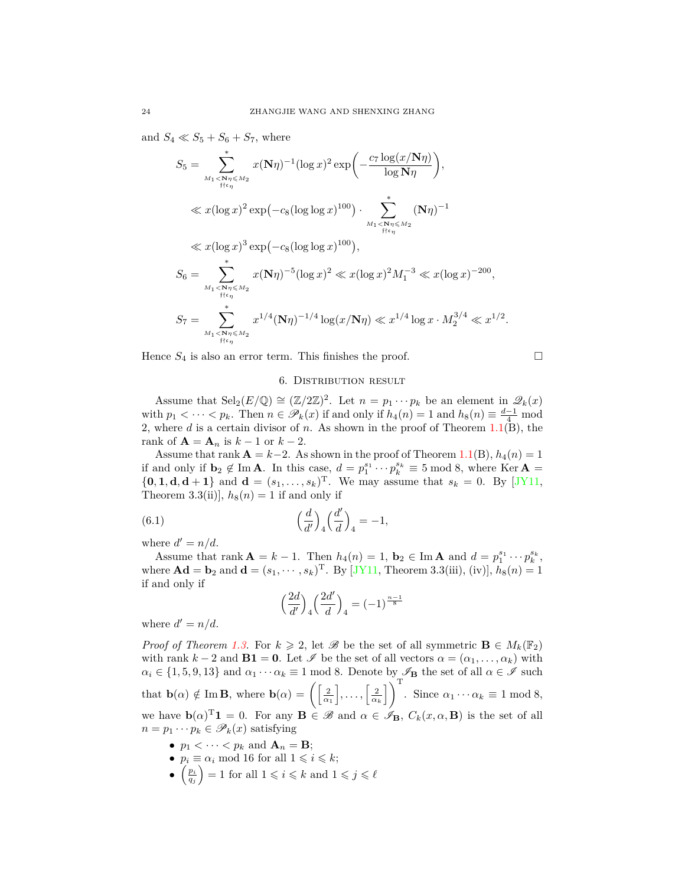and $S_4 \ll S_5 + S_6 + S_7$, where

$$
\begin{aligned}
S_5 &= \sum_{\substack{M_1 < \mathbf{N}\eta \leqslant M_2 \\ \mathfrak{f} \dagger \mathfrak{c}_\eta}}^{*} x(\mathbf{N}\eta)^{-1}(\log x)^2 \exp\Big(-\frac{c_7 \log(x/\mathbf{N}\eta)}{\log \mathbf{N}\eta}\Big), \\
&\ll x(\log x)^2 \exp\big(-c_8(\log\log x)^{100}\big) \cdot \sum_{\substack{M_1 < \mathbf{N}\eta \leqslant M_2 \\ \mathfrak{f} \dagger \mathfrak{c}_\eta}}^{*} (\mathbf{N}\eta)^{-1} \\
&\ll x(\log x)^3 \exp\big(-c_8(\log\log x)^{100}\big), \\
S_6 &= \sum_{\substack{M_1 < \mathbf{N}\eta \leqslant M_2 \\ \mathfrak{f} \dagger \mathfrak{c}_\eta}}^{*} x(\mathbf{N}\eta)^{-5}(\log x)^2 \ll x(\log x)^2 M_1^{-3} \ll x(\log x)^{-200}, \\
S_7 &= \sum_{\substack{M_1 < \mathbf{N}\eta \leqslant M_2 \\ \mathfrak{f} \dagger \mathfrak{c}_\eta}}^{*} x^{1/4}(\mathbf{N}\eta)^{-1/4}\log(x/\mathbf{N}\eta) \ll x^{1/4}\log x \cdot M_2^{3/4} \ll x^{1/2}.
\end{aligned}
$$

Hence $S_4$ is also an error term. This finishes the proof. $\square$

## 6. Distribution result

Assume that $\mathrm{Sel}_2(E/\mathbb{Q}) \cong (\mathbb{Z}/2\mathbb{Z})^2$. Let $n = p_1 \cdots p_k$ be an element in $\mathscr{Q}_k(x)$ with $p_1 < \cdots < p_k$. Then $n \in \mathscr{P}_k(x)$ if and only if $h_4(n) = 1$ and $h_8(n) \equiv \frac{d-1}{4} \bmod 2$, where $d$ is a certain divisor of $n$. As shown in the proof of Theorem 1.1(B), the rank of $\mathbf{A} = \mathbf{A}_n$ is $k-1$ or $k-2$.

Assume that $\operatorname{rank} \mathbf{A} = k-2$. As shown in the proof of Theorem 1.1(B), $h_4(n) = 1$ if and only if $\mathbf{b}_2 \notin \operatorname{Im} \mathbf{A}$. In this case, $d = p_1^{s_1} \cdots p_k^{s_k} \equiv 5 \bmod 8$, where $\operatorname{Ker} \mathbf{A} = \{\mathbf{0}, \mathbf{1}, \mathbf{d}, \mathbf{d}+\mathbf{1}\}$ and $\mathbf{d} = (s_1, \ldots, s_k)^{\mathrm{T}}$. We may assume that $s_k = 0$. By [JY11, Theorem 3.3(ii)], $h_8(n) = 1$ if and only if

$$
\Big(\frac{d}{d'}\Big)_4 \Big(\frac{d'}{d}\Big)_4 = -1, \tag{6.1}
$$

where $d' = n/d$.

Assume that $\operatorname{rank} \mathbf{A} = k-1$. Then $h_4(n) = 1$, $\mathbf{b}_2 \in \operatorname{Im} \mathbf{A}$ and $d = p_1^{s_1} \cdots p_k^{s_k}$, where $\mathbf{A}\mathbf{d} = \mathbf{b}_2$ and $\mathbf{d} = (s_1, \cdots, s_k)^{\mathrm{T}}$. By [JY11, Theorem 3.3(iii), (iv)], $h_8(n) = 1$ if and only if

$$
\Big(\frac{2d}{d'}\Big)_4 \Big(\frac{2d'}{d}\Big)_4 = (-1)^{\frac{n-1}{8}}
$$

where $d' = n/d$.

*Proof of Theorem 1.3.* For $k \geqslant 2$, let $\mathscr{B}$ be the set of all symmetric $\mathbf{B} \in M_k(\mathbb{F}_2)$ with rank $k-2$ and $\mathbf{B}\mathbf{1} = \mathbf{0}$. Let $\mathscr{I}$ be the set of all vectors $\alpha = (\alpha_1, \ldots, \alpha_k)$ with $\alpha_i \in \{1, 5, 9, 13\}$ and $\alpha_1 \cdots \alpha_k \equiv 1 \bmod 8$. Denote by $\mathscr{I}_{\mathbf{B}}$ the set of all $\alpha \in \mathscr{I}$ such that $\mathbf{b}(\alpha) \notin \operatorname{Im} \mathbf{B}$, where $\mathbf{b}(\alpha) = \left(\left[\frac{2}{\alpha_1}\right], \ldots, \left[\frac{2}{\alpha_k}\right]\right)^{\mathrm{T}}$. Since $\alpha_1 \cdots \alpha_k \equiv 1 \bmod 8$, we have $\mathbf{b}(\alpha)^{\mathrm{T}}\mathbf{1} = 0$. For any $\mathbf{B} \in \mathscr{B}$ and $\alpha \in \mathscr{I}_{\mathbf{B}}$, $C_k(x, \alpha, \mathbf{B})$ is the set of all $n = p_1 \cdots p_k \in \mathscr{P}_k(x)$ satisfying

- $p_1 < \cdots < p_k$ and $\mathbf{A}_n = \mathbf{B}$;
- $p_i \equiv \alpha_i \bmod 16$ for all $1 \leqslant i \leqslant k$;
- $\Big(\frac{p_i}{q_j}\Big) = 1$ for all $1 \leqslant i \leqslant k$ and $1 \leqslant j \leqslant \ell$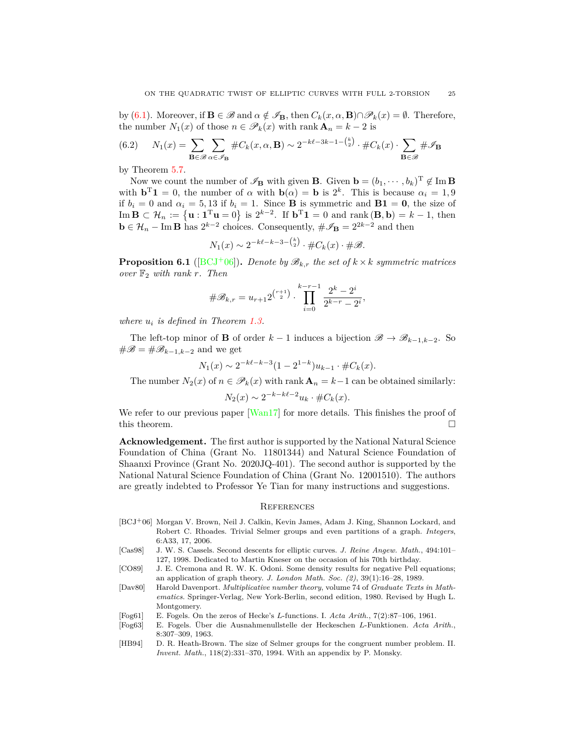by (6.1). Moreover, if $\mathbf{B} \in \mathscr{B}$ and $\alpha \notin \mathscr{I}_{\mathbf{B}}$, then $C_k(x, \alpha, \mathbf{B}) \cap \mathscr{P}_k(x) = \emptyset$. Therefore, the number $N_1(x)$ of those $n \in \mathscr{P}_k(x)$ with rank $\mathbf{A}_n = k-2$ is

$$
N_1(x) = \sum_{\mathbf{B} \in \mathscr{B}} \sum_{\alpha \in \mathscr{I}_{\mathbf{B}}} \# C_k(x, \alpha, \mathbf{B}) \sim 2^{-k\ell - 3k - 1 - \binom{k}{2}} \cdot \# C_k(x) \cdot \sum_{\mathbf{B} \in \mathscr{B}} \# \mathscr{I}_{\mathbf{B}} \tag{6.2}
$$

by Theorem 5.7.

Now we count the number of $\mathscr{I}_{\mathbf{B}}$ with given $\mathbf{B}$. Given $\mathbf{b} = (b_1, \cdots, b_k)^{\mathrm{T}} \notin \operatorname{Im} \mathbf{B}$ with $\mathbf{b}^{\mathrm{T}} \mathbf{1} = 0$, the number of $\alpha$ with $\mathbf{b}(\alpha) = \mathbf{b}$ is $2^k$. This is because $\alpha_i = 1, 9$ if $b_i = 0$ and $\alpha_i = 5, 13$ if $b_i = 1$. Since $\mathbf{B}$ is symmetric and $\mathbf{B1} = \mathbf{0}$, the size of $\operatorname{Im} \mathbf{B} \subset \mathcal{H}_n := \left\{ \mathbf{u} : \mathbf{1}^{\mathrm{T}} \mathbf{u} = 0 \right\}$ is $2^{k-2}$. If $\mathbf{b}^{\mathrm{T}} \mathbf{1} = 0$ and rank $(\mathbf{B}, \mathbf{b}) = k-1$, then $\mathbf{b} \in \mathcal{H}_n - \operatorname{Im} \mathbf{B}$ has $2^{k-2}$ choices. Consequently, $\# \mathscr{I}_{\mathbf{B}} = 2^{2k-2}$ and then

$$
N_1(x) \sim 2^{-k\ell - k - 3 - \binom{k}{2}} \cdot \# C_k(x) \cdot \# \mathscr{B}.
$$

**Proposition 6.1** ([BCJ+06]). *Denote by $\mathscr{B}_{k,r}$ the set of $k \times k$ symmetric matrices over $\mathbb{F}_2$ with rank $r$. Then*

$$
\# \mathscr{B}_{k,r} = u_{r+1} 2^{\binom{r+1}{2}} \cdot \prod_{i=0}^{k-r-1} \frac{2^k - 2^i}{2^{k-r} - 2^i},
$$

*where $u_i$ is defined in Theorem 1.3.*

The left-top minor of $\mathbf{B}$ of order $k-1$ induces a bijection $\mathscr{B} \to \mathscr{B}_{k-1,k-2}$. So $\# \mathscr{B} = \# \mathscr{B}_{k-1,k-2}$ and we get

$$
N_1(x) \sim 2^{-k\ell - k - 3} (1 - 2^{1-k}) u_{k-1} \cdot \# C_k(x).
$$

The number $N_2(x)$ of $n \in \mathscr{P}_k(x)$ with rank $\mathbf{A}_n = k-1$ can be obtained similarly:

$$
N_2(x) \sim 2^{-k - k\ell - 2} u_k \cdot \# C_k(x).
$$

We refer to our previous paper [Wan17] for more details. This finishes the proof of this theorem. $\square$

**Acknowledgement.** The first author is supported by the National Natural Science Foundation of China (Grant No. 11801344) and Natural Science Foundation of Shaanxi Province (Grant No. 2020JQ-401). The second author is supported by the National Natural Science Foundation of China (Grant No. 12001510). The authors are greatly indebted to Professor Ye Tian for many instructions and suggestions.

## References

[BCJ+06] Morgan V. Brown, Neil J. Calkin, Kevin James, Adam J. King, Shannon Lockard, and Robert C. Rhoades. Trivial Selmer groups and even partitions of a graph. *Integers*, 6:A33, 17, 2006.

[Cas98] J. W. S. Cassels. Second descents for elliptic curves. *J. Reine Angew. Math.*, 494:101–127, 1998. Dedicated to Martin Kneser on the occasion of his 70th birthday.

[CO89] J. E. Cremona and R. W. K. Odoni. Some density results for negative Pell equations; an application of graph theory. *J. London Math. Soc. (2)*, 39(1):16–28, 1989.

[Dav80] Harold Davenport. *Multiplicative number theory*, volume 74 of *Graduate Texts in Mathematics*. Springer-Verlag, New York-Berlin, second edition, 1980. Revised by Hugh L. Montgomery.

[Fog61] E. Fogels. On the zeros of Hecke's $L$-functions. I. *Acta Arith.*, 7(2):87–106, 1961.

[Fog63] E. Fogels. Über die Ausnahmenullstelle der Heckeschen $L$-Funktionen. *Acta Arith.*, 8:307–309, 1963.

[HB94] D. R. Heath-Brown. The size of Selmer groups for the congruent number problem. II. *Invent. Math.*, 118(2):331–370, 1994. With an appendix by P. Monsky.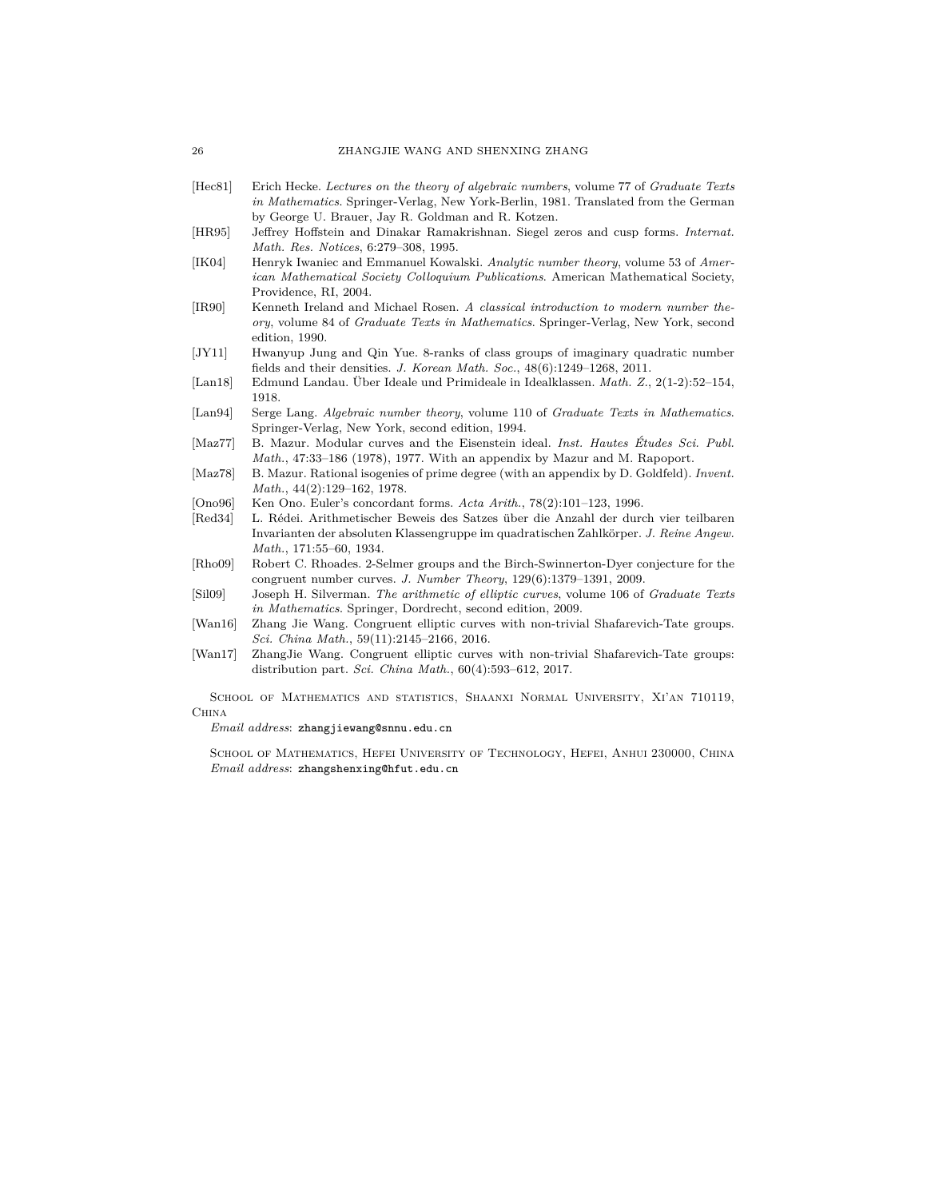[Hec81] Erich Hecke. *Lectures on the theory of algebraic numbers*, volume 77 of *Graduate Texts in Mathematics*. Springer-Verlag, New York-Berlin, 1981. Translated from the German by George U. Brauer, Jay R. Goldman and R. Kotzen.

[HR95] Jeffrey Hoffstein and Dinakar Ramakrishnan. Siegel zeros and cusp forms. *Internat. Math. Res. Notices*, 6:279–308, 1995.

[IK04] Henryk Iwaniec and Emmanuel Kowalski. *Analytic number theory*, volume 53 of *American Mathematical Society Colloquium Publications*. American Mathematical Society, Providence, RI, 2004.

[IR90] Kenneth Ireland and Michael Rosen. *A classical introduction to modern number theory*, volume 84 of *Graduate Texts in Mathematics*. Springer-Verlag, New York, second edition, 1990.

[JY11] Hwanyup Jung and Qin Yue. 8-ranks of class groups of imaginary quadratic number fields and their densities. *J. Korean Math. Soc.*, 48(6):1249–1268, 2011.

[Lan18] Edmund Landau. Über Ideale und Primideale in Idealklassen. *Math. Z.*, 2(1-2):52–154, 1918.

[Lan94] Serge Lang. *Algebraic number theory*, volume 110 of *Graduate Texts in Mathematics*. Springer-Verlag, New York, second edition, 1994.

[Maz77] B. Mazur. Modular curves and the Eisenstein ideal. *Inst. Hautes Études Sci. Publ. Math.*, 47:33–186 (1978), 1977. With an appendix by Mazur and M. Rapoport.

[Maz78] B. Mazur. Rational isogenies of prime degree (with an appendix by D. Goldfeld). *Invent. Math.*, 44(2):129–162, 1978.

[Ono96] Ken Ono. Euler's concordant forms. *Acta Arith.*, 78(2):101–123, 1996.

[Red34] L. Rédei. Arithmetischer Beweis des Satzes über die Anzahl der durch vier teilbaren Invarianten der absoluten Klassengruppe im quadratischen Zahlkörper. *J. Reine Angew. Math.*, 171:55–60, 1934.

[Rho09] Robert C. Rhoades. 2-Selmer groups and the Birch-Swinnerton-Dyer conjecture for the congruent number curves. *J. Number Theory*, 129(6):1379–1391, 2009.

[Sil09] Joseph H. Silverman. *The arithmetic of elliptic curves*, volume 106 of *Graduate Texts in Mathematics*. Springer, Dordrecht, second edition, 2009.

[Wan16] Zhang Jie Wang. Congruent elliptic curves with non-trivial Shafarevich-Tate groups. *Sci. China Math.*, 59(11):2145–2166, 2016.

[Wan17] ZhangJie Wang. Congruent elliptic curves with non-trivial Shafarevich-Tate groups: distribution part. *Sci. China Math.*, 60(4):593–612, 2017.

School of Mathematics and statistics, Shaanxi Normal University, Xi'an 710119, China

*Email address*: zhangjiewang@snnu.edu.cn

School of Mathematics, Hefei University of Technology, Hefei, Anhui 230000, China

*Email address*: zhangshenxing@hfut.edu.cn